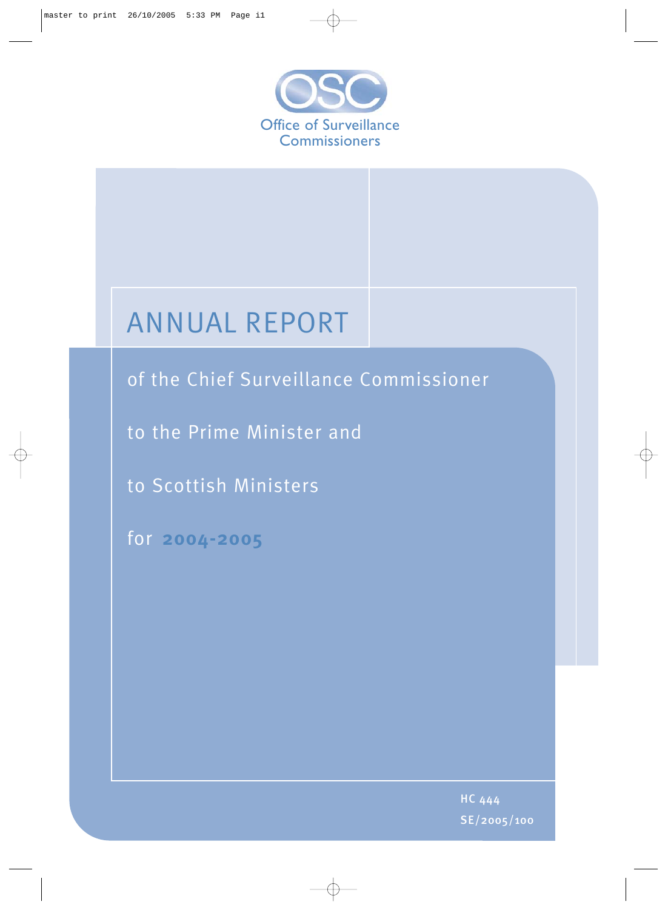OSC

Office of Surveillance Commissioners

# ANNUAL REPORT

of the Chief Surveillance Commissioner

to the Prime Minister and

to Scottish Ministers

for **2004-2005**

HC 444

SE/2005/100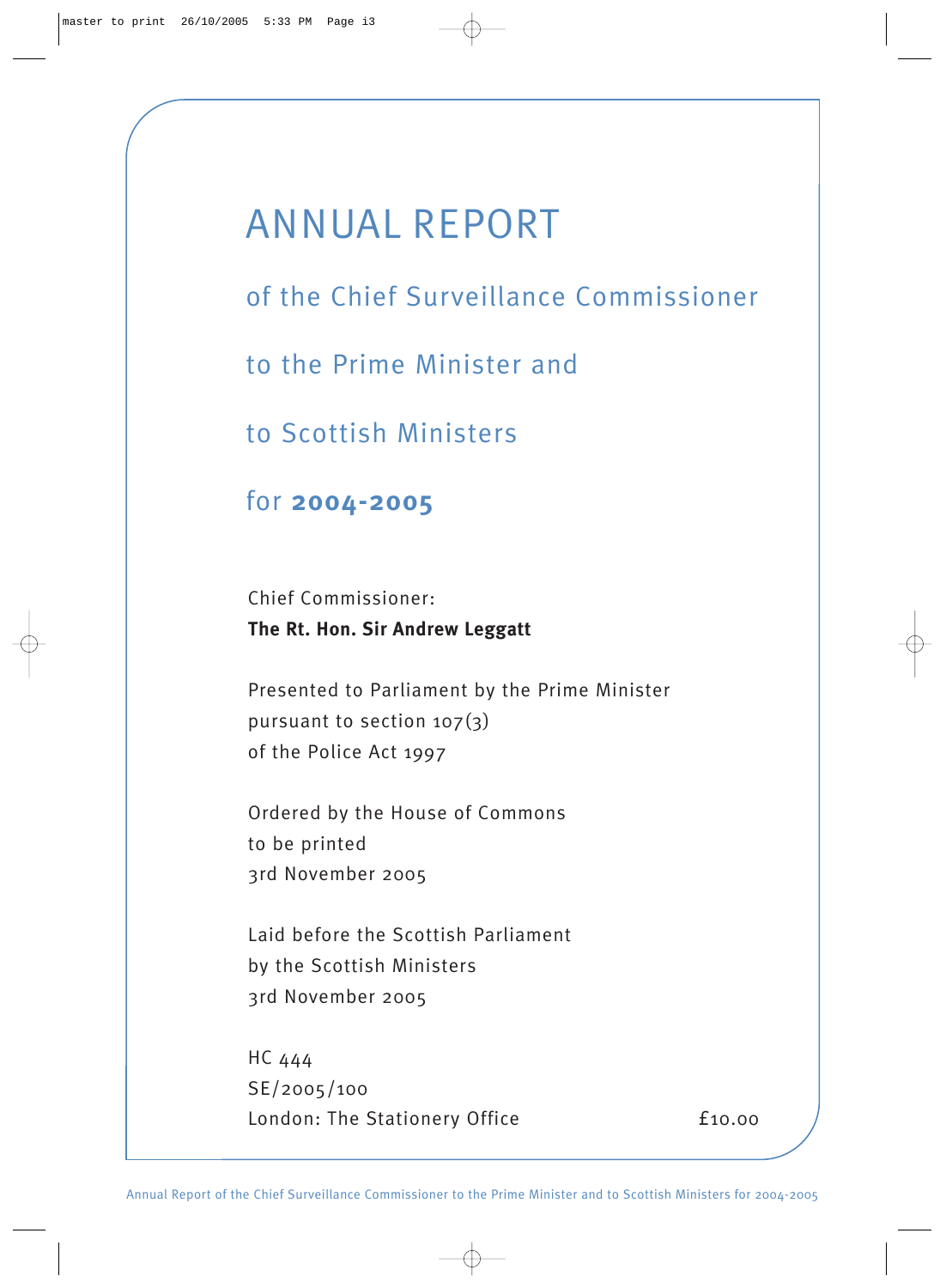# ANNUAL REPORT

## of the Chief Surveillance Commissioner

## to the Prime Minister and

## to Scottish Ministers

## for **2004-2005**

Chief Commissioner:
**The Rt. Hon. Sir Andrew Leggatt**

Presented to Parliament by the Prime Minister
pursuant to section 107(3)
of the Police Act 1997

Ordered by the House of Commons
to be printed
3rd November 2005

Laid before the Scottish Parliament
by the Scottish Ministers
3rd November 2005

HC 444
SE/2005/100
London: The Stationery Office £10.00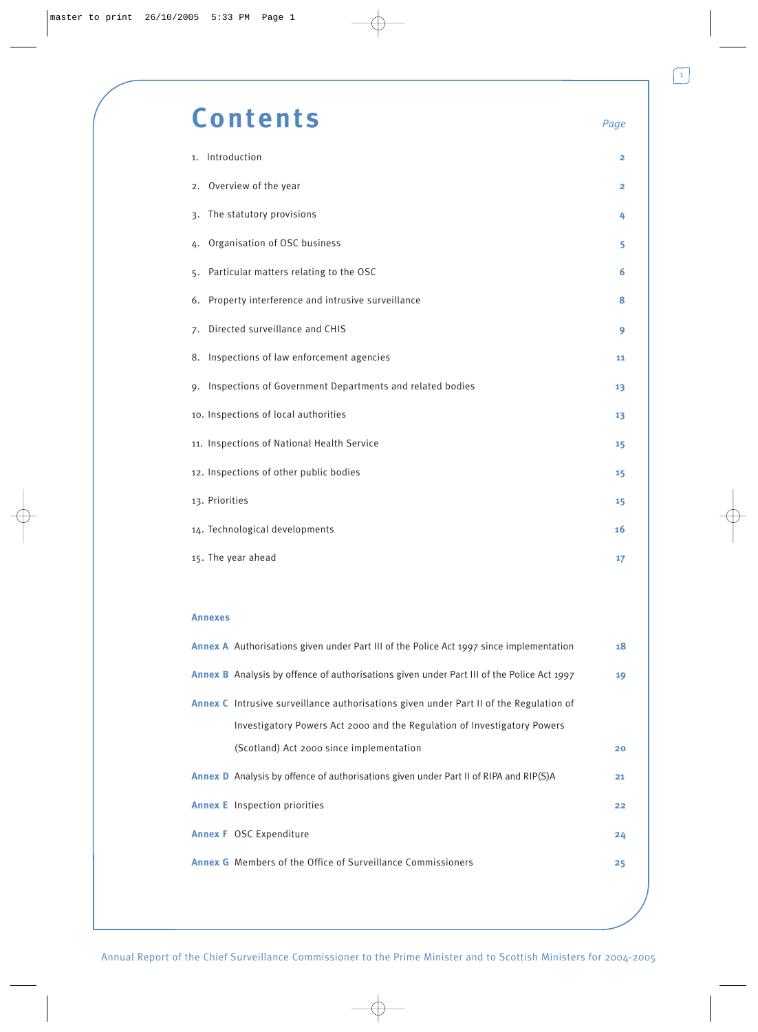# Contents

| | Page |
|---|---|
| 1. Introduction | 2 |
| 2. Overview of the year | 2 |
| 3. The statutory provisions | 4 |
| 4. Organisation of OSC business | 5 |
| 5. Particular matters relating to the OSC | 6 |
| 6. Property interference and intrusive surveillance | 8 |
| 7. Directed surveillance and CHIS | 9 |
| 8. Inspections of law enforcement agencies | 11 |
| 9. Inspections of Government Departments and related bodies | 13 |
| 10. Inspections of local authorities | 13 |
| 11. Inspections of National Health Service | 15 |
| 12. Inspections of other public bodies | 15 |
| 13. Priorities | 15 |
| 14. Technological developments | 16 |
| 15. The year ahead | 17 |

**Annexes**

| | Page |
|---|---|
| **Annex A** Authorisations given under Part III of the Police Act 1997 since implementation | 18 |
| **Annex B** Analysis by offence of authorisations given under Part III of the Police Act 1997 | 19 |
| **Annex C** Intrusive surveillance authorisations given under Part II of the Regulation of Investigatory Powers Act 2000 and the Regulation of Investigatory Powers (Scotland) Act 2000 since implementation | 20 |
| **Annex D** Analysis by offence of authorisations given under Part II of RIPA and RIP(S)A | 21 |
| **Annex E** Inspection priorities | 22 |
| **Annex F** OSC Expenditure | 24 |
| **Annex G** Members of the Office of Surveillance Commissioners | 25 |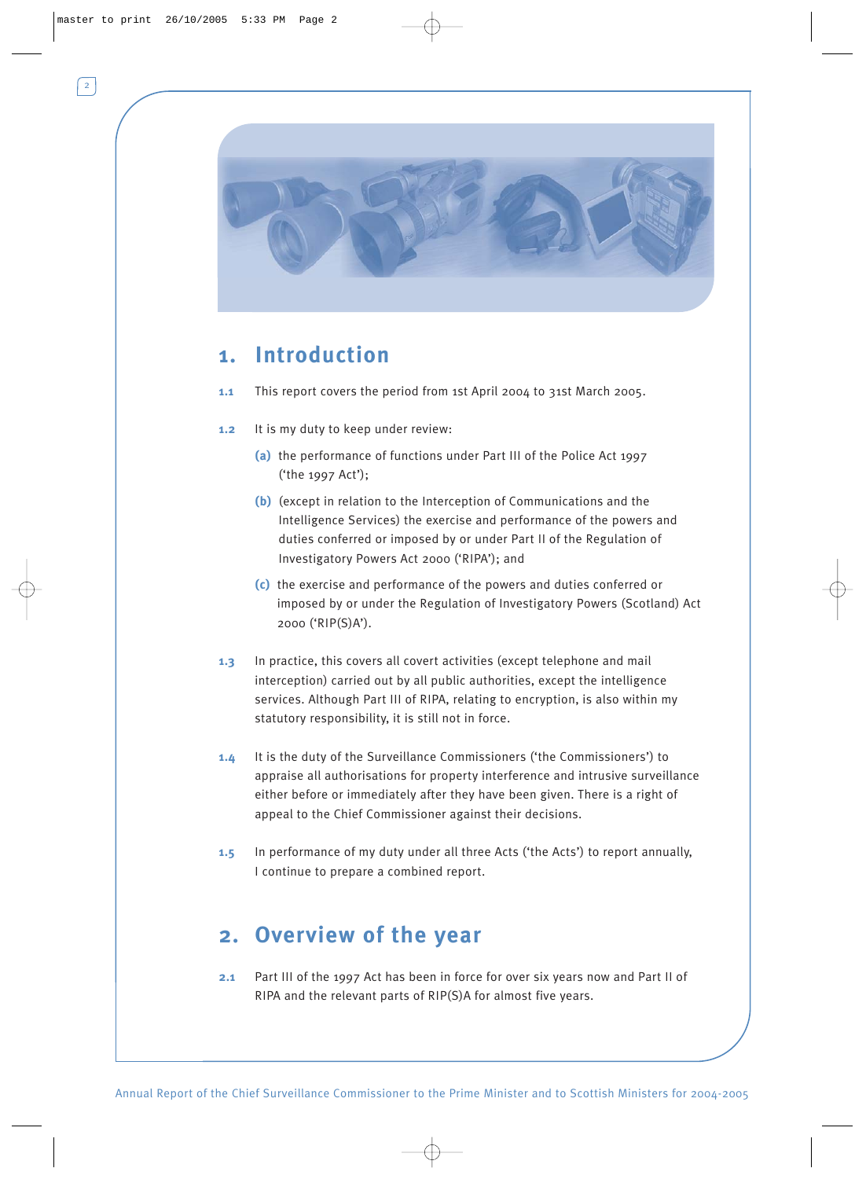## 1. Introduction

**1.1** This report covers the period from 1st April 2004 to 31st March 2005.

**1.2** It is my duty to keep under review:

- **(a)** the performance of functions under Part III of the Police Act 1997 ('the 1997 Act');
- **(b)** (except in relation to the Interception of Communications and the Intelligence Services) the exercise and performance of the powers and duties conferred or imposed by or under Part II of the Regulation of Investigatory Powers Act 2000 ('RIPA'); and
- **(c)** the exercise and performance of the powers and duties conferred or imposed by or under the Regulation of Investigatory Powers (Scotland) Act 2000 ('RIP(S)A').

**1.3** In practice, this covers all covert activities (except telephone and mail interception) carried out by all public authorities, except the intelligence services. Although Part III of RIPA, relating to encryption, is also within my statutory responsibility, it is still not in force.

**1.4** It is the duty of the Surveillance Commissioners ('the Commissioners') to appraise all authorisations for property interference and intrusive surveillance either before or immediately after they have been given. There is a right of appeal to the Chief Commissioner against their decisions.

**1.5** In performance of my duty under all three Acts ('the Acts') to report annually, I continue to prepare a combined report.

## 2. Overview of the year

**2.1** Part III of the 1997 Act has been in force for over six years now and Part II of RIPA and the relevant parts of RIP(S)A for almost five years.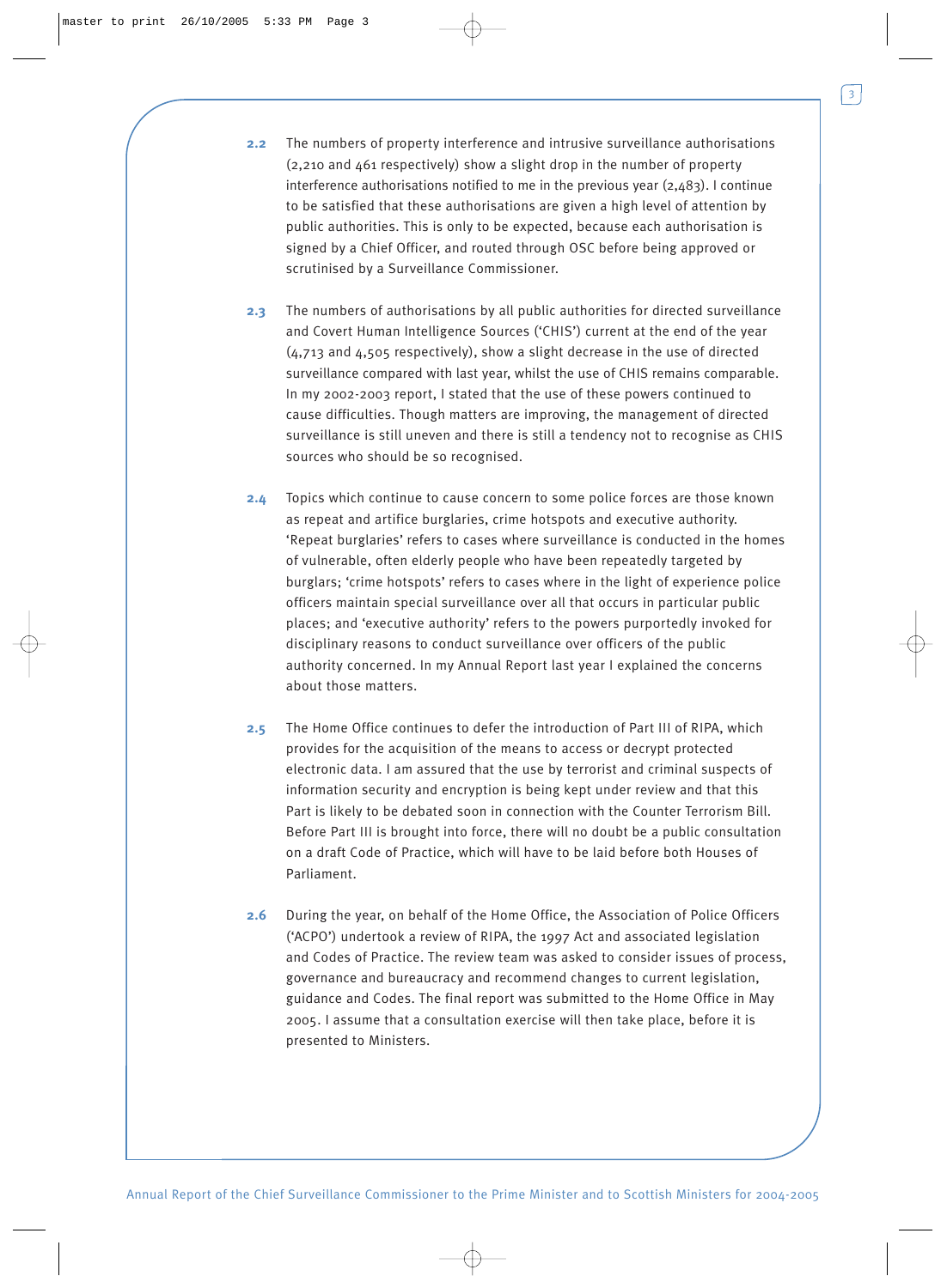**2.2** The numbers of property interference and intrusive surveillance authorisations (2,210 and 461 respectively) show a slight drop in the number of property interference authorisations notified to me in the previous year (2,483). I continue to be satisfied that these authorisations are given a high level of attention by public authorities. This is only to be expected, because each authorisation is signed by a Chief Officer, and routed through OSC before being approved or scrutinised by a Surveillance Commissioner.

**2.3** The numbers of authorisations by all public authorities for directed surveillance and Covert Human Intelligence Sources ('CHIS') current at the end of the year (4,713 and 4,505 respectively), show a slight decrease in the use of directed surveillance compared with last year, whilst the use of CHIS remains comparable. In my 2002-2003 report, I stated that the use of these powers continued to cause difficulties. Though matters are improving, the management of directed surveillance is still uneven and there is still a tendency not to recognise as CHIS sources who should be so recognised.

**2.4** Topics which continue to cause concern to some police forces are those known as repeat and artifice burglaries, crime hotspots and executive authority. 'Repeat burglaries' refers to cases where surveillance is conducted in the homes of vulnerable, often elderly people who have been repeatedly targeted by burglars; 'crime hotspots' refers to cases where in the light of experience police officers maintain special surveillance over all that occurs in particular public places; and 'executive authority' refers to the powers purportedly invoked for disciplinary reasons to conduct surveillance over officers of the public authority concerned. In my Annual Report last year I explained the concerns about those matters.

**2.5** The Home Office continues to defer the introduction of Part III of RIPA, which provides for the acquisition of the means to access or decrypt protected electronic data. I am assured that the use by terrorist and criminal suspects of information security and encryption is being kept under review and that this Part is likely to be debated soon in connection with the Counter Terrorism Bill. Before Part III is brought into force, there will no doubt be a public consultation on a draft Code of Practice, which will have to be laid before both Houses of Parliament.

**2.6** During the year, on behalf of the Home Office, the Association of Police Officers ('ACPO') undertook a review of RIPA, the 1997 Act and associated legislation and Codes of Practice. The review team was asked to consider issues of process, governance and bureaucracy and recommend changes to current legislation, guidance and Codes. The final report was submitted to the Home Office in May 2005. I assume that a consultation exercise will then take place, before it is presented to Ministers.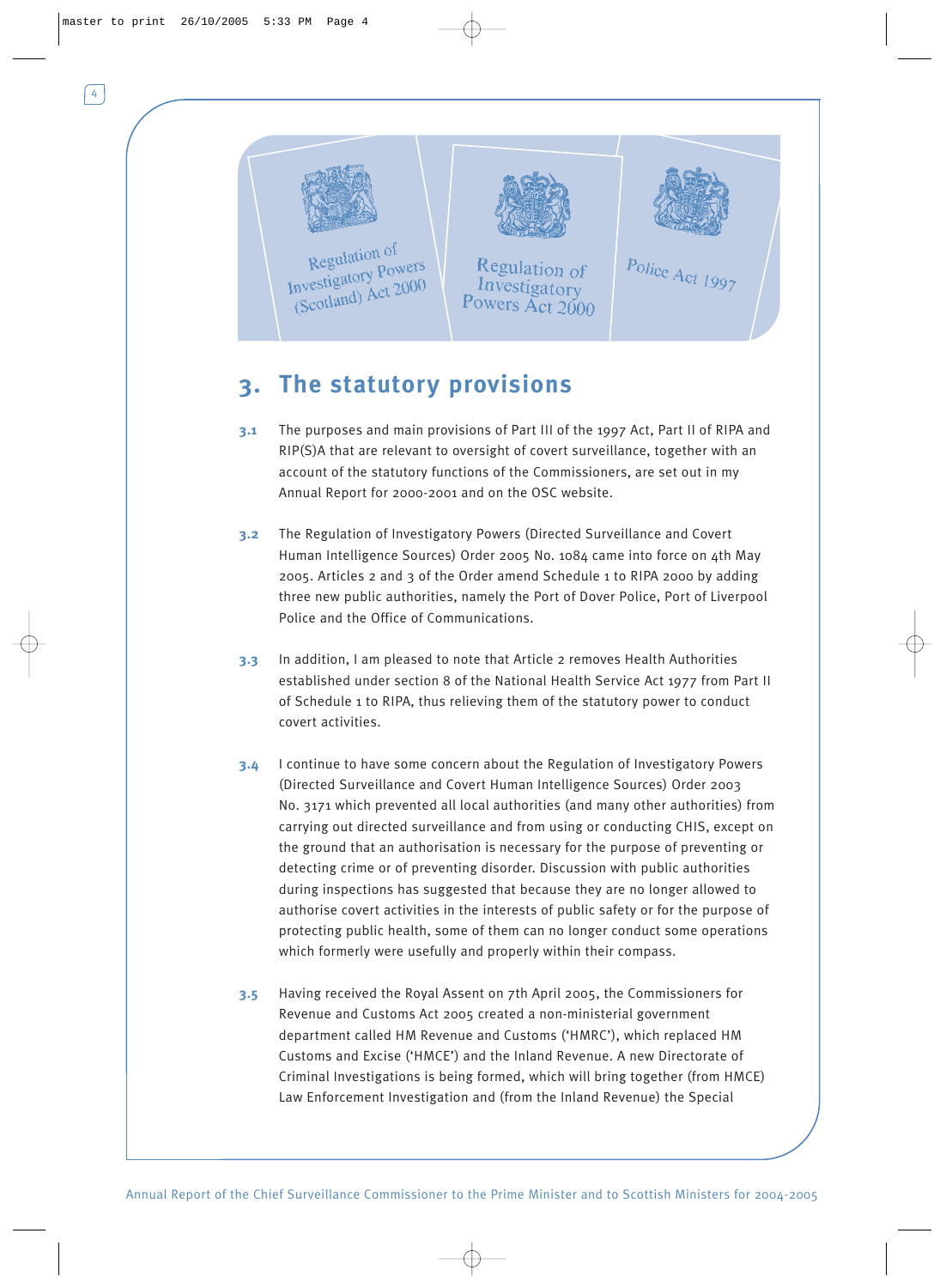## 3. The statutory provisions

**3.1** The purposes and main provisions of Part III of the 1997 Act, Part II of RIPA and RIP(S)A that are relevant to oversight of covert surveillance, together with an account of the statutory functions of the Commissioners, are set out in my Annual Report for 2000-2001 and on the OSC website.

**3.2** The Regulation of Investigatory Powers (Directed Surveillance and Covert Human Intelligence Sources) Order 2005 No. 1084 came into force on 4th May 2005. Articles 2 and 3 of the Order amend Schedule 1 to RIPA 2000 by adding three new public authorities, namely the Port of Dover Police, Port of Liverpool Police and the Office of Communications.

**3.3** In addition, I am pleased to note that Article 2 removes Health Authorities established under section 8 of the National Health Service Act 1977 from Part II of Schedule 1 to RIPA, thus relieving them of the statutory power to conduct covert activities.

**3.4** I continue to have some concern about the Regulation of Investigatory Powers (Directed Surveillance and Covert Human Intelligence Sources) Order 2003 No. 3171 which prevented all local authorities (and many other authorities) from carrying out directed surveillance and from using or conducting CHIS, except on the ground that an authorisation is necessary for the purpose of preventing or detecting crime or of preventing disorder. Discussion with public authorities during inspections has suggested that because they are no longer allowed to authorise covert activities in the interests of public safety or for the purpose of protecting public health, some of them can no longer conduct some operations which formerly were usefully and properly within their compass.

**3.5** Having received the Royal Assent on 7th April 2005, the Commissioners for Revenue and Customs Act 2005 created a non-ministerial government department called HM Revenue and Customs ('HMRC'), which replaced HM Customs and Excise ('HMCE') and the Inland Revenue. A new Directorate of Criminal Investigations is being formed, which will bring together (from HMCE) Law Enforcement Investigation and (from the Inland Revenue) the Special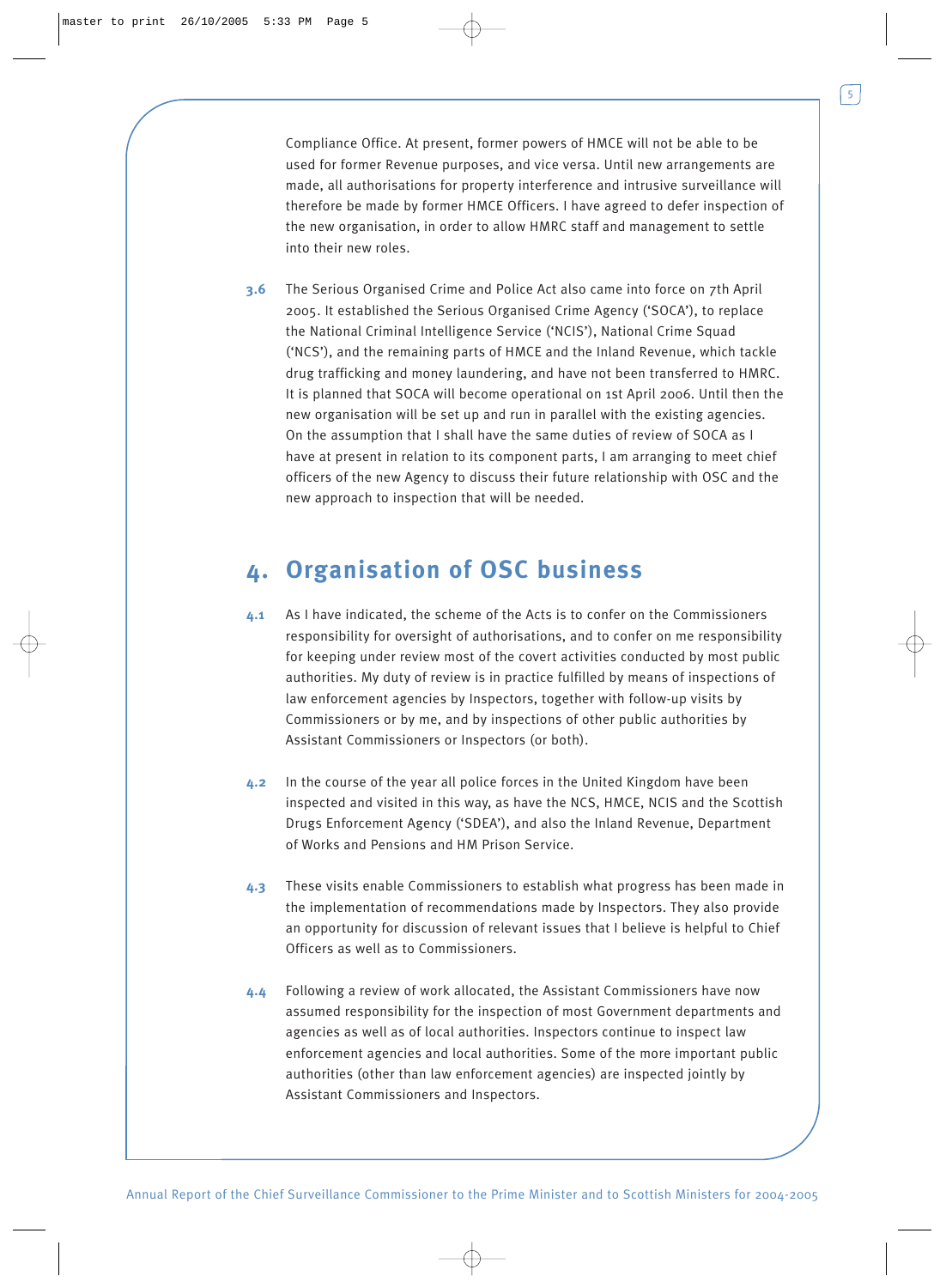Compliance Office. At present, former powers of HMCE will not be able to be used for former Revenue purposes, and vice versa. Until new arrangements are made, all authorisations for property interference and intrusive surveillance will therefore be made by former HMCE Officers. I have agreed to defer inspection of the new organisation, in order to allow HMRC staff and management to settle into their new roles.

**3.6** The Serious Organised Crime and Police Act also came into force on 7th April 2005. It established the Serious Organised Crime Agency ('SOCA'), to replace the National Criminal Intelligence Service ('NCIS'), National Crime Squad ('NCS'), and the remaining parts of HMCE and the Inland Revenue, which tackle drug trafficking and money laundering, and have not been transferred to HMRC. It is planned that SOCA will become operational on 1st April 2006. Until then the new organisation will be set up and run in parallel with the existing agencies. On the assumption that I shall have the same duties of review of SOCA as I have at present in relation to its component parts, I am arranging to meet chief officers of the new Agency to discuss their future relationship with OSC and the new approach to inspection that will be needed.

## 4. Organisation of OSC business

**4.1** As I have indicated, the scheme of the Acts is to confer on the Commissioners responsibility for oversight of authorisations, and to confer on me responsibility for keeping under review most of the covert activities conducted by most public authorities. My duty of review is in practice fulfilled by means of inspections of law enforcement agencies by Inspectors, together with follow-up visits by Commissioners or by me, and by inspections of other public authorities by Assistant Commissioners or Inspectors (or both).

**4.2** In the course of the year all police forces in the United Kingdom have been inspected and visited in this way, as have the NCS, HMCE, NCIS and the Scottish Drugs Enforcement Agency ('SDEA'), and also the Inland Revenue, Department of Works and Pensions and HM Prison Service.

**4.3** These visits enable Commissioners to establish what progress has been made in the implementation of recommendations made by Inspectors. They also provide an opportunity for discussion of relevant issues that I believe is helpful to Chief Officers as well as to Commissioners.

**4.4** Following a review of work allocated, the Assistant Commissioners have now assumed responsibility for the inspection of most Government departments and agencies as well as of local authorities. Inspectors continue to inspect law enforcement agencies and local authorities. Some of the more important public authorities (other than law enforcement agencies) are inspected jointly by Assistant Commissioners and Inspectors.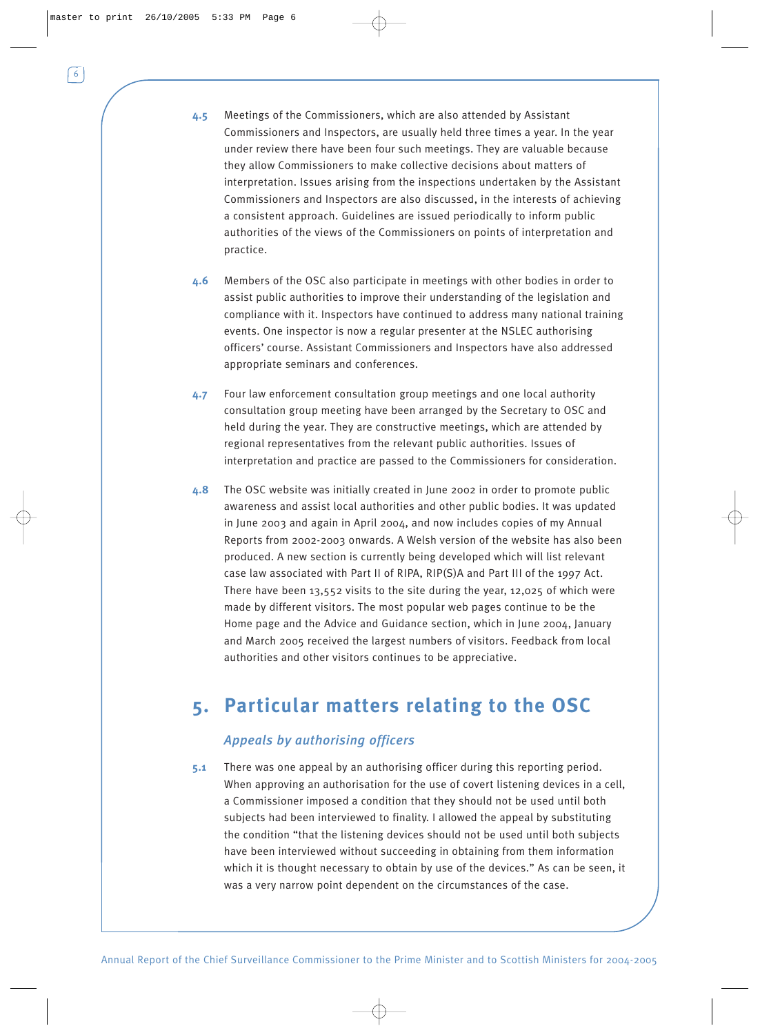4.5 Meetings of the Commissioners, which are also attended by Assistant Commissioners and Inspectors, are usually held three times a year. In the year under review there have been four such meetings. They are valuable because they allow Commissioners to make collective decisions about matters of interpretation. Issues arising from the inspections undertaken by the Assistant Commissioners and Inspectors are also discussed, in the interests of achieving a consistent approach. Guidelines are issued periodically to inform public authorities of the views of the Commissioners on points of interpretation and practice.

4.6 Members of the OSC also participate in meetings with other bodies in order to assist public authorities to improve their understanding of the legislation and compliance with it. Inspectors have continued to address many national training events. One inspector is now a regular presenter at the NSLEC authorising officers' course. Assistant Commissioners and Inspectors have also addressed appropriate seminars and conferences.

4.7 Four law enforcement consultation group meetings and one local authority consultation group meeting have been arranged by the Secretary to OSC and held during the year. They are constructive meetings, which are attended by regional representatives from the relevant public authorities. Issues of interpretation and practice are passed to the Commissioners for consideration.

4.8 The OSC website was initially created in June 2002 in order to promote public awareness and assist local authorities and other public bodies. It was updated in June 2003 and again in April 2004, and now includes copies of my Annual Reports from 2002-2003 onwards. A Welsh version of the website has also been produced. A new section is currently being developed which will list relevant case law associated with Part II of RIPA, RIP(S)A and Part III of the 1997 Act. There have been 13,552 visits to the site during the year, 12,025 of which were made by different visitors. The most popular web pages continue to be the Home page and the Advice and Guidance section, which in June 2004, January and March 2005 received the largest numbers of visitors. Feedback from local authorities and other visitors continues to be appreciative.

## 5. Particular matters relating to the OSC

### *Appeals by authorising officers*

5.1 There was one appeal by an authorising officer during this reporting period. When approving an authorisation for the use of covert listening devices in a cell, a Commissioner imposed a condition that they should not be used until both subjects had been interviewed to finality. I allowed the appeal by substituting the condition "that the listening devices should not be used until both subjects have been interviewed without succeeding in obtaining from them information which it is thought necessary to obtain by use of the devices." As can be seen, it was a very narrow point dependent on the circumstances of the case.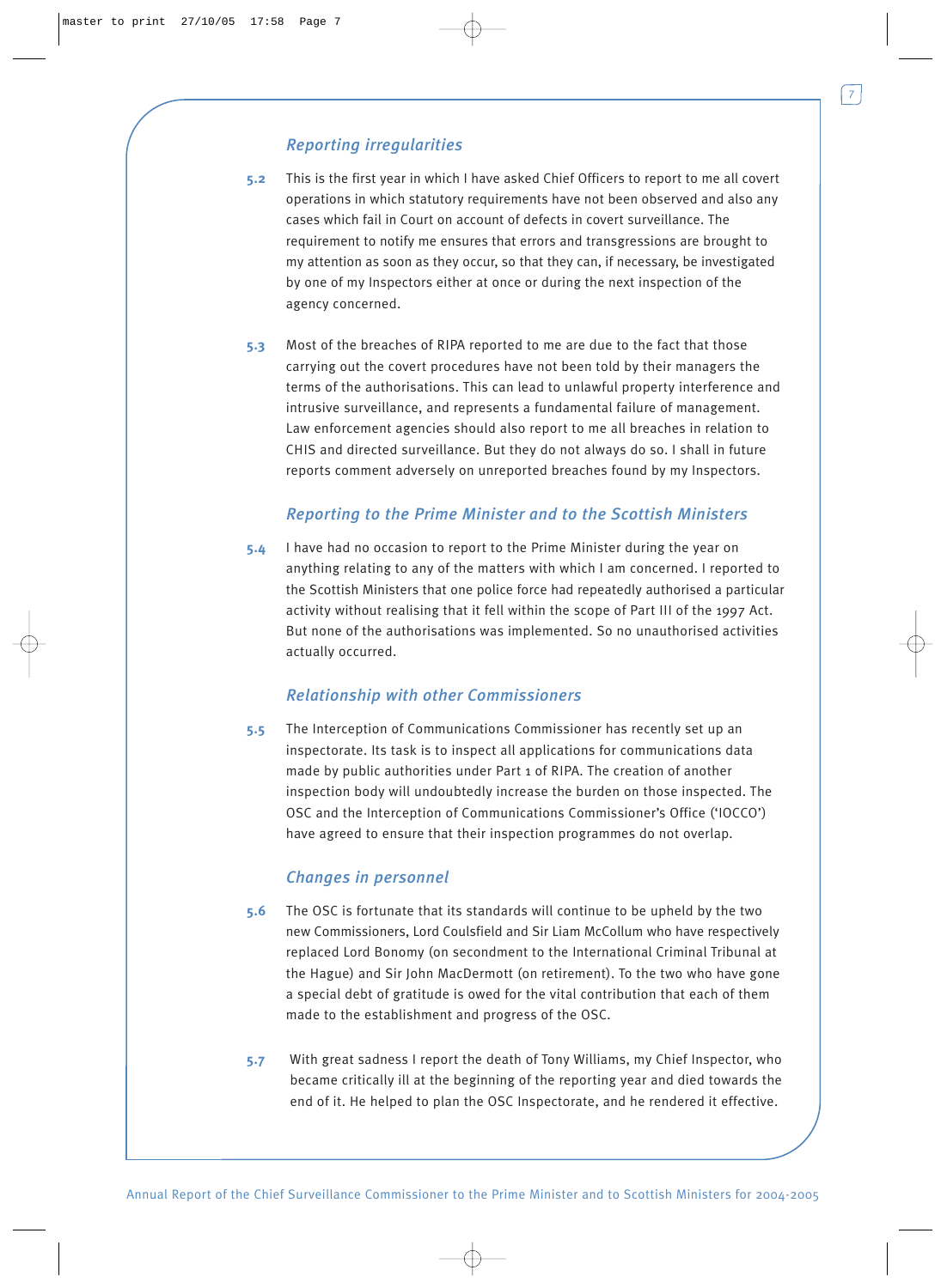### *Reporting irregularities*

**5.2** This is the first year in which I have asked Chief Officers to report to me all covert operations in which statutory requirements have not been observed and also any cases which fail in Court on account of defects in covert surveillance. The requirement to notify me ensures that errors and transgressions are brought to my attention as soon as they occur, so that they can, if necessary, be investigated by one of my Inspectors either at once or during the next inspection of the agency concerned.

**5.3** Most of the breaches of RIPA reported to me are due to the fact that those carrying out the covert procedures have not been told by their managers the terms of the authorisations. This can lead to unlawful property interference and intrusive surveillance, and represents a fundamental failure of management. Law enforcement agencies should also report to me all breaches in relation to CHIS and directed surveillance. But they do not always do so. I shall in future reports comment adversely on unreported breaches found by my Inspectors.

### *Reporting to the Prime Minister and to the Scottish Ministers*

**5.4** I have had no occasion to report to the Prime Minister during the year on anything relating to any of the matters with which I am concerned. I reported to the Scottish Ministers that one police force had repeatedly authorised a particular activity without realising that it fell within the scope of Part III of the 1997 Act. But none of the authorisations was implemented. So no unauthorised activities actually occurred.

### *Relationship with other Commissioners*

**5.5** The Interception of Communications Commissioner has recently set up an inspectorate. Its task is to inspect all applications for communications data made by public authorities under Part 1 of RIPA. The creation of another inspection body will undoubtedly increase the burden on those inspected. The OSC and the Interception of Communications Commissioner's Office ('IOCCO') have agreed to ensure that their inspection programmes do not overlap.

### *Changes in personnel*

**5.6** The OSC is fortunate that its standards will continue to be upheld by the two new Commissioners, Lord Coulsfield and Sir Liam McCollum who have respectively replaced Lord Bonomy (on secondment to the International Criminal Tribunal at the Hague) and Sir John MacDermott (on retirement). To the two who have gone a special debt of gratitude is owed for the vital contribution that each of them made to the establishment and progress of the OSC.

**5.7** With great sadness I report the death of Tony Williams, my Chief Inspector, who became critically ill at the beginning of the reporting year and died towards the end of it. He helped to plan the OSC Inspectorate, and he rendered it effective.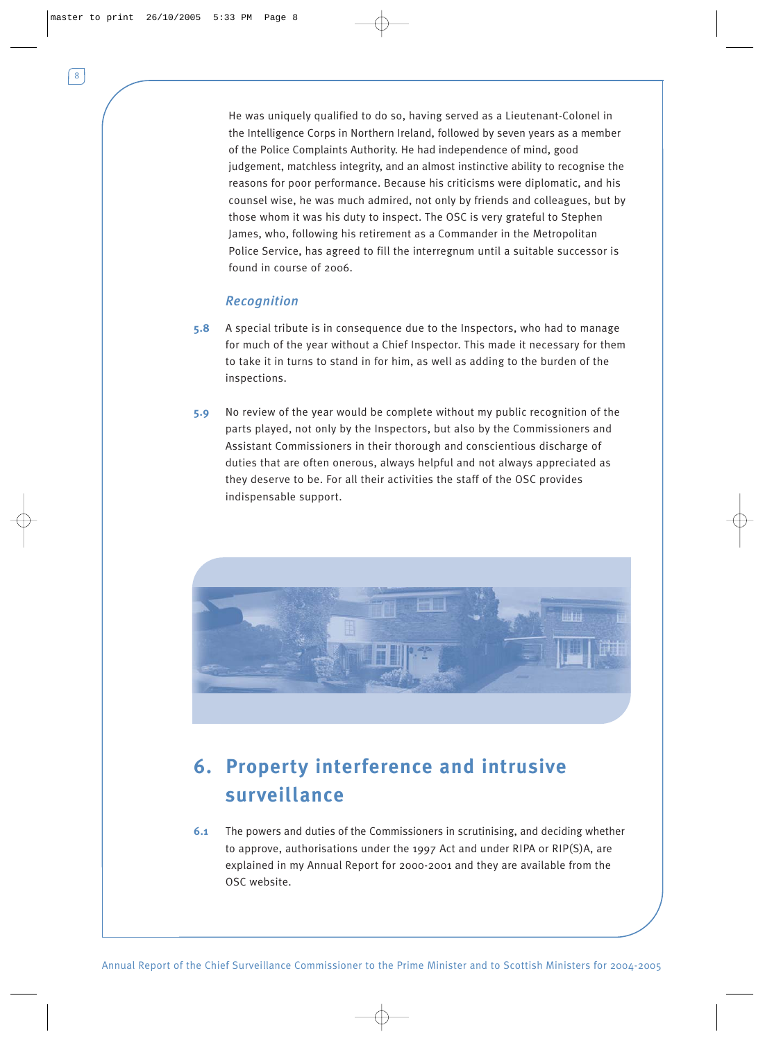He was uniquely qualified to do so, having served as a Lieutenant-Colonel in the Intelligence Corps in Northern Ireland, followed by seven years as a member of the Police Complaints Authority. He had independence of mind, good judgement, matchless integrity, and an almost instinctive ability to recognise the reasons for poor performance. Because his criticisms were diplomatic, and his counsel wise, he was much admired, not only by friends and colleagues, but by those whom it was his duty to inspect. The OSC is very grateful to Stephen James, who, following his retirement as a Commander in the Metropolitan Police Service, has agreed to fill the interregnum until a suitable successor is found in course of 2006.

### *Recognition*

**5.8** A special tribute is in consequence due to the Inspectors, who had to manage for much of the year without a Chief Inspector. This made it necessary for them to take it in turns to stand in for him, as well as adding to the burden of the inspections.

**5.9** No review of the year would be complete without my public recognition of the parts played, not only by the Inspectors, but also by the Commissioners and Assistant Commissioners in their thorough and conscientious discharge of duties that are often onerous, always helpful and not always appreciated as they deserve to be. For all their activities the staff of the OSC provides indispensable support.

## 6. Property interference and intrusive surveillance

**6.1** The powers and duties of the Commissioners in scrutinising, and deciding whether to approve, authorisations under the 1997 Act and under RIPA or RIP(S)A, are explained in my Annual Report for 2000-2001 and they are available from the OSC website.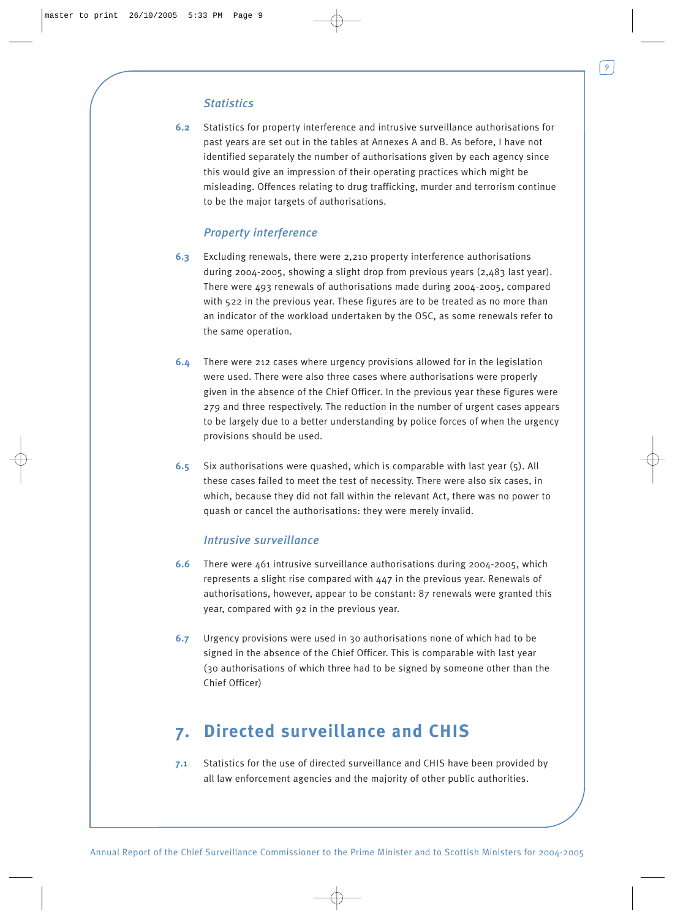### *Statistics*

**6.2** Statistics for property interference and intrusive surveillance authorisations for past years are set out in the tables at Annexes A and B. As before, I have not identified separately the number of authorisations given by each agency since this would give an impression of their operating practices which might be misleading. Offences relating to drug trafficking, murder and terrorism continue to be the major targets of authorisations.

### *Property interference*

**6.3** Excluding renewals, there were 2,210 property interference authorisations during 2004-2005, showing a slight drop from previous years (2,483 last year). There were 493 renewals of authorisations made during 2004-2005, compared with 522 in the previous year. These figures are to be treated as no more than an indicator of the workload undertaken by the OSC, as some renewals refer to the same operation.

**6.4** There were 212 cases where urgency provisions allowed for in the legislation were used. There were also three cases where authorisations were properly given in the absence of the Chief Officer. In the previous year these figures were 279 and three respectively. The reduction in the number of urgent cases appears to be largely due to a better understanding by police forces of when the urgency provisions should be used.

**6.5** Six authorisations were quashed, which is comparable with last year (5). All these cases failed to meet the test of necessity. There were also six cases, in which, because they did not fall within the relevant Act, there was no power to quash or cancel the authorisations: they were merely invalid.

### *Intrusive surveillance*

**6.6** There were 461 intrusive surveillance authorisations during 2004-2005, which represents a slight rise compared with 447 in the previous year. Renewals of authorisations, however, appear to be constant: 87 renewals were granted this year, compared with 92 in the previous year.

**6.7** Urgency provisions were used in 30 authorisations none of which had to be signed in the absence of the Chief Officer. This is comparable with last year (30 authorisations of which three had to be signed by someone other than the Chief Officer)

## 7. Directed surveillance and CHIS

**7.1** Statistics for the use of directed surveillance and CHIS have been provided by all law enforcement agencies and the majority of other public authorities.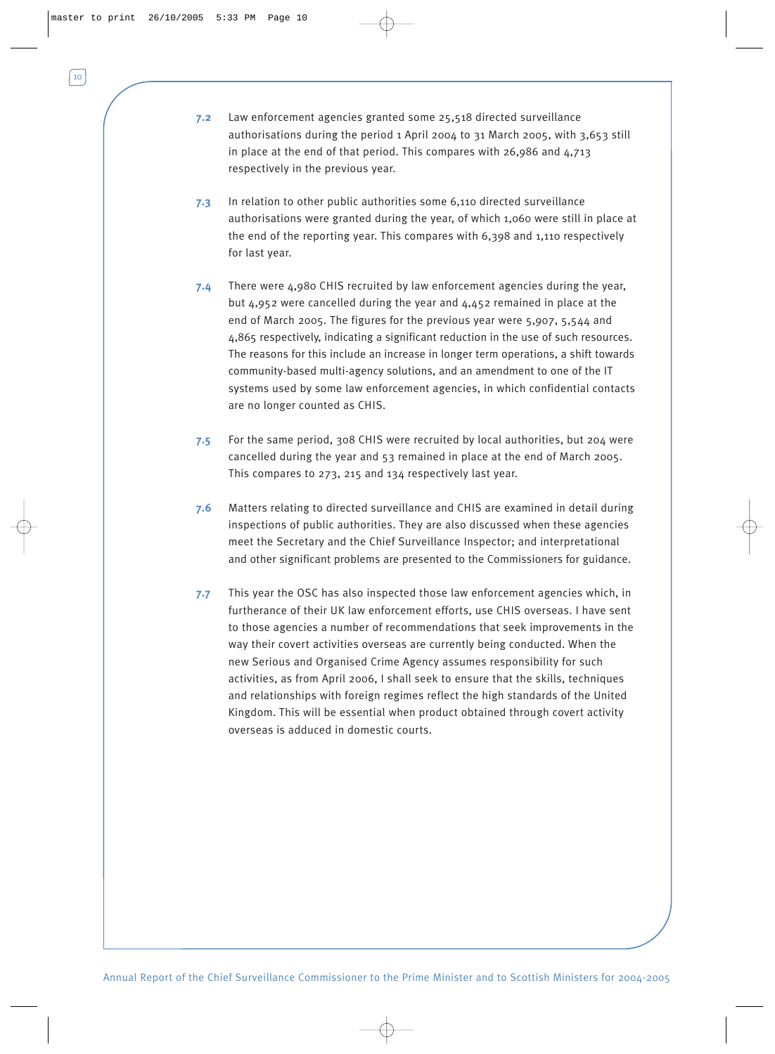**7.2** Law enforcement agencies granted some 25,518 directed surveillance authorisations during the period 1 April 2004 to 31 March 2005, with 3,653 still in place at the end of that period. This compares with 26,986 and 4,713 respectively in the previous year.

**7.3** In relation to other public authorities some 6,110 directed surveillance authorisations were granted during the year, of which 1,060 were still in place at the end of the reporting year. This compares with 6,398 and 1,110 respectively for last year.

**7.4** There were 4,980 CHIS recruited by law enforcement agencies during the year, but 4,952 were cancelled during the year and 4,452 remained in place at the end of March 2005. The figures for the previous year were 5,907, 5,544 and 4,865 respectively, indicating a significant reduction in the use of such resources. The reasons for this include an increase in longer term operations, a shift towards community-based multi-agency solutions, and an amendment to one of the IT systems used by some law enforcement agencies, in which confidential contacts are no longer counted as CHIS.

**7.5** For the same period, 308 CHIS were recruited by local authorities, but 204 were cancelled during the year and 53 remained in place at the end of March 2005. This compares to 273, 215 and 134 respectively last year.

**7.6** Matters relating to directed surveillance and CHIS are examined in detail during inspections of public authorities. They are also discussed when these agencies meet the Secretary and the Chief Surveillance Inspector; and interpretational and other significant problems are presented to the Commissioners for guidance.

**7.7** This year the OSC has also inspected those law enforcement agencies which, in furtherance of their UK law enforcement efforts, use CHIS overseas. I have sent to those agencies a number of recommendations that seek improvements in the way their covert activities overseas are currently being conducted. When the new Serious and Organised Crime Agency assumes responsibility for such activities, as from April 2006, I shall seek to ensure that the skills, techniques and relationships with foreign regimes reflect the high standards of the United Kingdom. This will be essential when product obtained through covert activity overseas is adduced in domestic courts.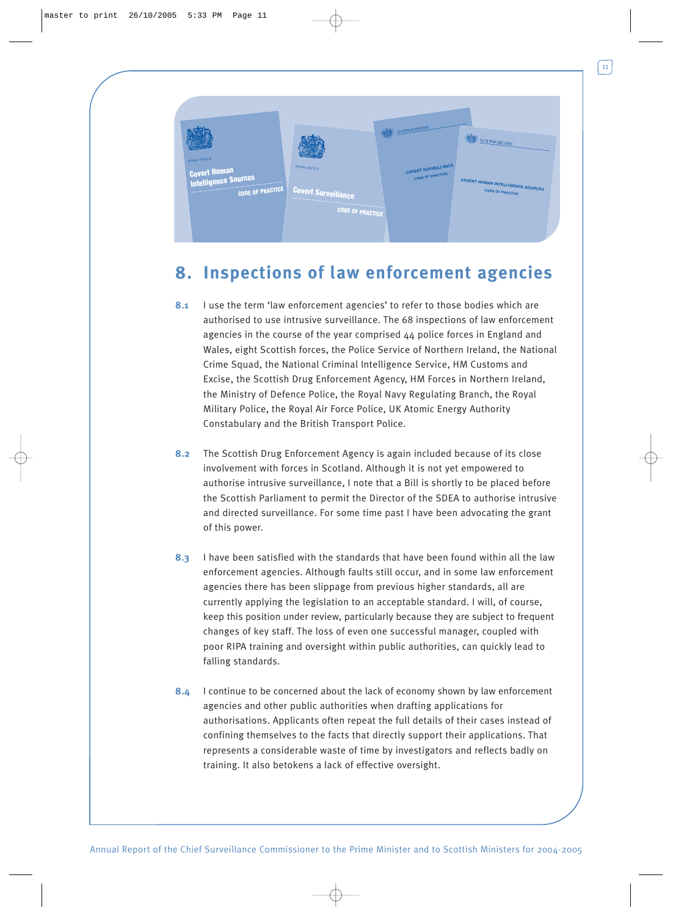## 8. Inspections of law enforcement agencies

**8.1** I use the term 'law enforcement agencies' to refer to those bodies which are authorised to use intrusive surveillance. The 68 inspections of law enforcement agencies in the course of the year comprised 44 police forces in England and Wales, eight Scottish forces, the Police Service of Northern Ireland, the National Crime Squad, the National Criminal Intelligence Service, HM Customs and Excise, the Scottish Drug Enforcement Agency, HM Forces in Northern Ireland, the Ministry of Defence Police, the Royal Navy Regulating Branch, the Royal Military Police, the Royal Air Force Police, UK Atomic Energy Authority Constabulary and the British Transport Police.

**8.2** The Scottish Drug Enforcement Agency is again included because of its close involvement with forces in Scotland. Although it is not yet empowered to authorise intrusive surveillance, I note that a Bill is shortly to be placed before the Scottish Parliament to permit the Director of the SDEA to authorise intrusive and directed surveillance. For some time past I have been advocating the grant of this power.

**8.3** I have been satisfied with the standards that have been found within all the law enforcement agencies. Although faults still occur, and in some law enforcement agencies there has been slippage from previous higher standards, all are currently applying the legislation to an acceptable standard. I will, of course, keep this position under review, particularly because they are subject to frequent changes of key staff. The loss of even one successful manager, coupled with poor RIPA training and oversight within public authorities, can quickly lead to falling standards.

**8.4** I continue to be concerned about the lack of economy shown by law enforcement agencies and other public authorities when drafting applications for authorisations. Applicants often repeat the full details of their cases instead of confining themselves to the facts that directly support their applications. That represents a considerable waste of time by investigators and reflects badly on training. It also betokens a lack of effective oversight.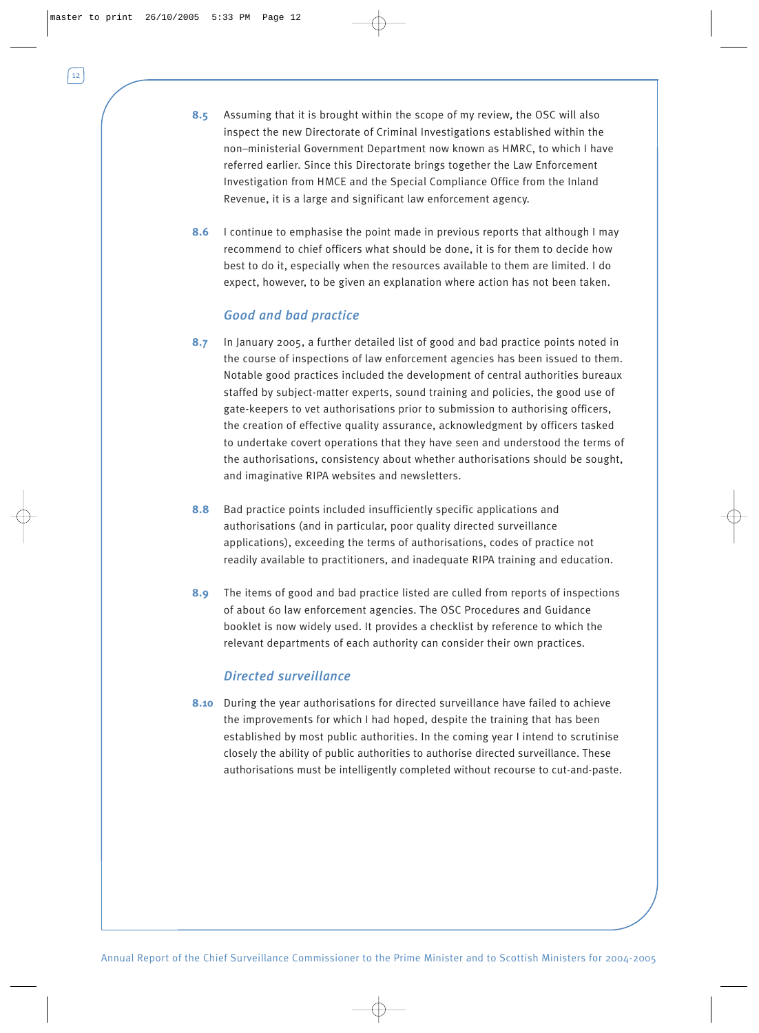**8.5** Assuming that it is brought within the scope of my review, the OSC will also inspect the new Directorate of Criminal Investigations established within the non–ministerial Government Department now known as HMRC, to which I have referred earlier. Since this Directorate brings together the Law Enforcement Investigation from HMCE and the Special Compliance Office from the Inland Revenue, it is a large and significant law enforcement agency.

**8.6** I continue to emphasise the point made in previous reports that although I may recommend to chief officers what should be done, it is for them to decide how best to do it, especially when the resources available to them are limited. I do expect, however, to be given an explanation where action has not been taken.

### *Good and bad practice*

**8.7** In January 2005, a further detailed list of good and bad practice points noted in the course of inspections of law enforcement agencies has been issued to them. Notable good practices included the development of central authorities bureaux staffed by subject-matter experts, sound training and policies, the good use of gate-keepers to vet authorisations prior to submission to authorising officers, the creation of effective quality assurance, acknowledgment by officers tasked to undertake covert operations that they have seen and understood the terms of the authorisations, consistency about whether authorisations should be sought, and imaginative RIPA websites and newsletters.

**8.8** Bad practice points included insufficiently specific applications and authorisations (and in particular, poor quality directed surveillance applications), exceeding the terms of authorisations, codes of practice not readily available to practitioners, and inadequate RIPA training and education.

**8.9** The items of good and bad practice listed are culled from reports of inspections of about 60 law enforcement agencies. The OSC Procedures and Guidance booklet is now widely used. It provides a checklist by reference to which the relevant departments of each authority can consider their own practices.

### *Directed surveillance*

**8.10** During the year authorisations for directed surveillance have failed to achieve the improvements for which I had hoped, despite the training that has been established by most public authorities. In the coming year I intend to scrutinise closely the ability of public authorities to authorise directed surveillance. These authorisations must be intelligently completed without recourse to cut-and-paste.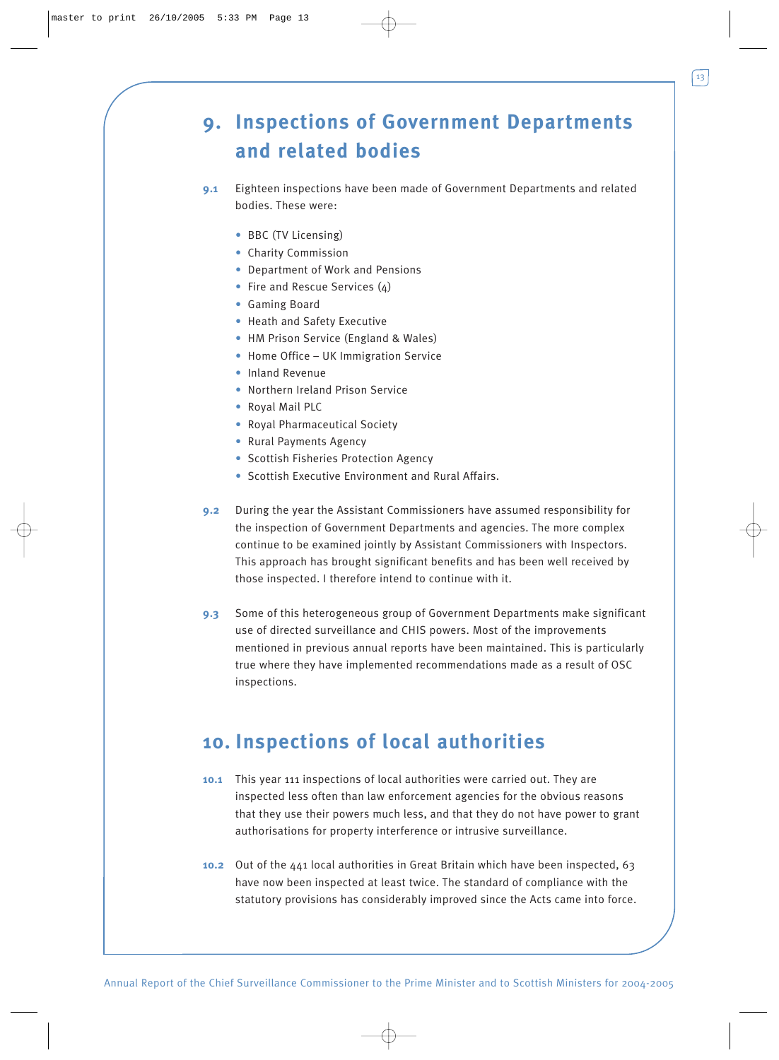# 9. Inspections of Government Departments and related bodies

**9.1** Eighteen inspections have been made of Government Departments and related bodies. These were:

- BBC (TV Licensing)
- Charity Commission
- Department of Work and Pensions
- Fire and Rescue Services (4)
- Gaming Board
- Heath and Safety Executive
- HM Prison Service (England & Wales)
- Home Office – UK Immigration Service
- Inland Revenue
- Northern Ireland Prison Service
- Royal Mail PLC
- Royal Pharmaceutical Society
- Rural Payments Agency
- Scottish Fisheries Protection Agency
- Scottish Executive Environment and Rural Affairs.

**9.2** During the year the Assistant Commissioners have assumed responsibility for the inspection of Government Departments and agencies. The more complex continue to be examined jointly by Assistant Commissioners with Inspectors. This approach has brought significant benefits and has been well received by those inspected. I therefore intend to continue with it.

**9.3** Some of this heterogeneous group of Government Departments make significant use of directed surveillance and CHIS powers. Most of the improvements mentioned in previous annual reports have been maintained. This is particularly true where they have implemented recommendations made as a result of OSC inspections.

# 10. Inspections of local authorities

**10.1** This year 111 inspections of local authorities were carried out. They are inspected less often than law enforcement agencies for the obvious reasons that they use their powers much less, and that they do not have power to grant authorisations for property interference or intrusive surveillance.

**10.2** Out of the 441 local authorities in Great Britain which have been inspected, 63 have now been inspected at least twice. The standard of compliance with the statutory provisions has considerably improved since the Acts came into force.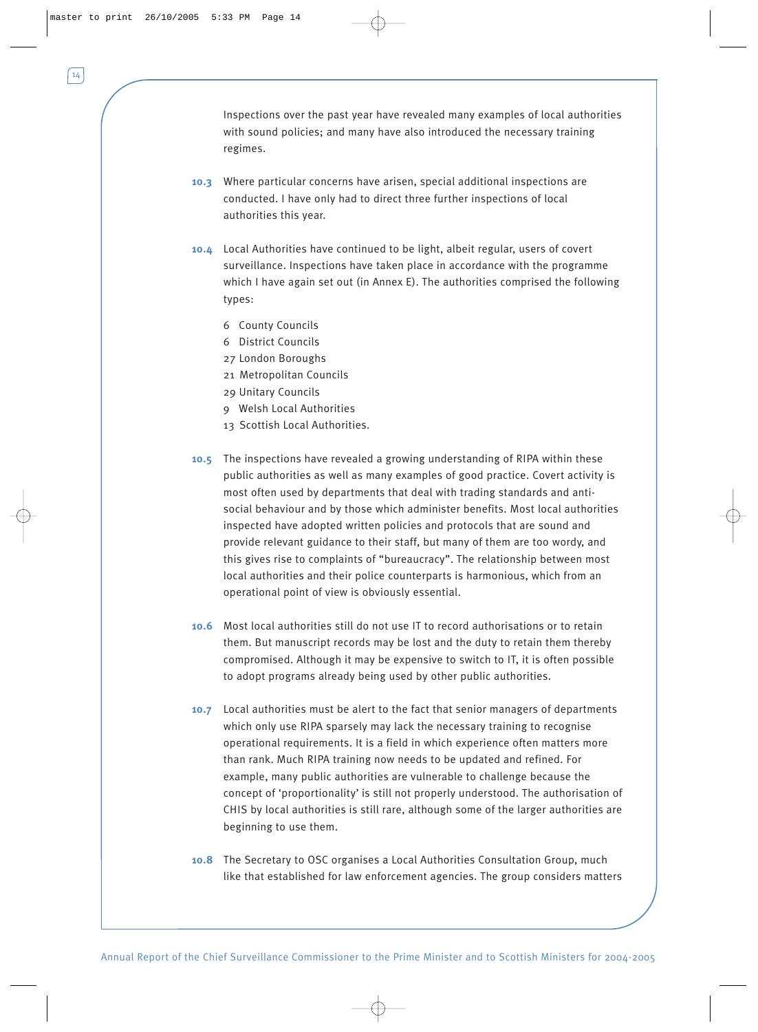Inspections over the past year have revealed many examples of local authorities with sound policies; and many have also introduced the necessary training regimes.

**10.3** Where particular concerns have arisen, special additional inspections are conducted. I have only had to direct three further inspections of local authorities this year.

**10.4** Local Authorities have continued to be light, albeit regular, users of covert surveillance. Inspections have taken place in accordance with the programme which I have again set out (in Annex E). The authorities comprised the following types:

- 6 County Councils
- 6 District Councils
- 27 London Boroughs
- 21 Metropolitan Councils
- 29 Unitary Councils
- 9 Welsh Local Authorities
- 13 Scottish Local Authorities.

**10.5** The inspections have revealed a growing understanding of RIPA within these public authorities as well as many examples of good practice. Covert activity is most often used by departments that deal with trading standards and anti-social behaviour and by those which administer benefits. Most local authorities inspected have adopted written policies and protocols that are sound and provide relevant guidance to their staff, but many of them are too wordy, and this gives rise to complaints of "bureaucracy". The relationship between most local authorities and their police counterparts is harmonious, which from an operational point of view is obviously essential.

**10.6** Most local authorities still do not use IT to record authorisations or to retain them. But manuscript records may be lost and the duty to retain them thereby compromised. Although it may be expensive to switch to IT, it is often possible to adopt programs already being used by other public authorities.

**10.7** Local authorities must be alert to the fact that senior managers of departments which only use RIPA sparsely may lack the necessary training to recognise operational requirements. It is a field in which experience often matters more than rank. Much RIPA training now needs to be updated and refined. For example, many public authorities are vulnerable to challenge because the concept of 'proportionality' is still not properly understood. The authorisation of CHIS by local authorities is still rare, although some of the larger authorities are beginning to use them.

**10.8** The Secretary to OSC organises a Local Authorities Consultation Group, much like that established for law enforcement agencies. The group considers matters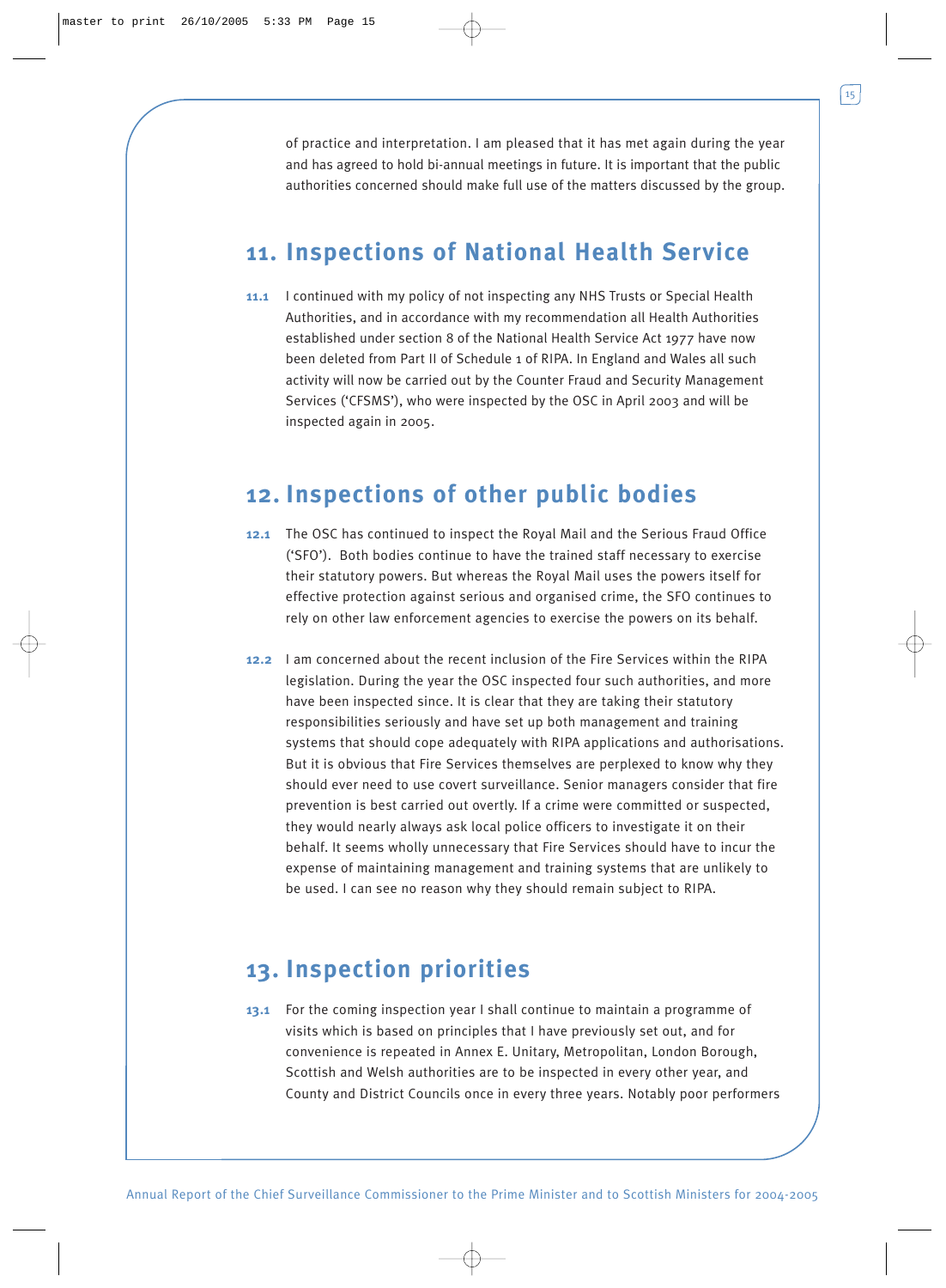of practice and interpretation. I am pleased that it has met again during the year and has agreed to hold bi-annual meetings in future. It is important that the public authorities concerned should make full use of the matters discussed by the group.

## 11. Inspections of National Health Service

**11.1** I continued with my policy of not inspecting any NHS Trusts or Special Health Authorities, and in accordance with my recommendation all Health Authorities established under section 8 of the National Health Service Act 1977 have now been deleted from Part II of Schedule 1 of RIPA. In England and Wales all such activity will now be carried out by the Counter Fraud and Security Management Services ('CFSMS'), who were inspected by the OSC in April 2003 and will be inspected again in 2005.

## 12. Inspections of other public bodies

**12.1** The OSC has continued to inspect the Royal Mail and the Serious Fraud Office ('SFO'). Both bodies continue to have the trained staff necessary to exercise their statutory powers. But whereas the Royal Mail uses the powers itself for effective protection against serious and organised crime, the SFO continues to rely on other law enforcement agencies to exercise the powers on its behalf.

**12.2** I am concerned about the recent inclusion of the Fire Services within the RIPA legislation. During the year the OSC inspected four such authorities, and more have been inspected since. It is clear that they are taking their statutory responsibilities seriously and have set up both management and training systems that should cope adequately with RIPA applications and authorisations. But it is obvious that Fire Services themselves are perplexed to know why they should ever need to use covert surveillance. Senior managers consider that fire prevention is best carried out overtly. If a crime were committed or suspected, they would nearly always ask local police officers to investigate it on their behalf. It seems wholly unnecessary that Fire Services should have to incur the expense of maintaining management and training systems that are unlikely to be used. I can see no reason why they should remain subject to RIPA.

## 13. Inspection priorities

**13.1** For the coming inspection year I shall continue to maintain a programme of visits which is based on principles that I have previously set out, and for convenience is repeated in Annex E. Unitary, Metropolitan, London Borough, Scottish and Welsh authorities are to be inspected in every other year, and County and District Councils once in every three years. Notably poor performers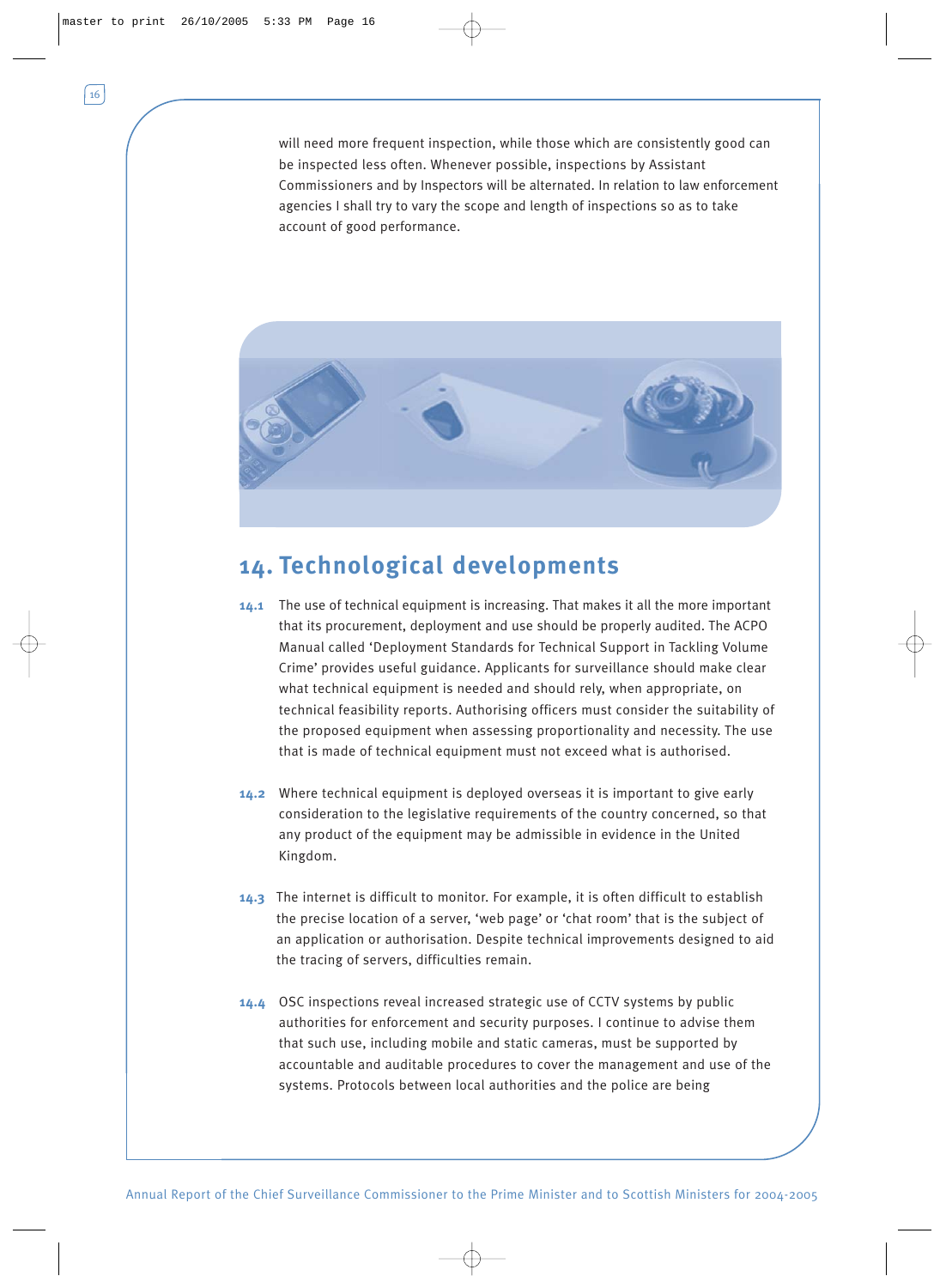will need more frequent inspection, while those which are consistently good can be inspected less often. Whenever possible, inspections by Assistant Commissioners and by Inspectors will be alternated. In relation to law enforcement agencies I shall try to vary the scope and length of inspections so as to take account of good performance.

## 14. Technological developments

**14.1** The use of technical equipment is increasing. That makes it all the more important that its procurement, deployment and use should be properly audited. The ACPO Manual called 'Deployment Standards for Technical Support in Tackling Volume Crime' provides useful guidance. Applicants for surveillance should make clear what technical equipment is needed and should rely, when appropriate, on technical feasibility reports. Authorising officers must consider the suitability of the proposed equipment when assessing proportionality and necessity. The use that is made of technical equipment must not exceed what is authorised.

**14.2** Where technical equipment is deployed overseas it is important to give early consideration to the legislative requirements of the country concerned, so that any product of the equipment may be admissible in evidence in the United Kingdom.

**14.3** The internet is difficult to monitor. For example, it is often difficult to establish the precise location of a server, 'web page' or 'chat room' that is the subject of an application or authorisation. Despite technical improvements designed to aid the tracing of servers, difficulties remain.

**14.4** OSC inspections reveal increased strategic use of CCTV systems by public authorities for enforcement and security purposes. I continue to advise them that such use, including mobile and static cameras, must be supported by accountable and auditable procedures to cover the management and use of the systems. Protocols between local authorities and the police are being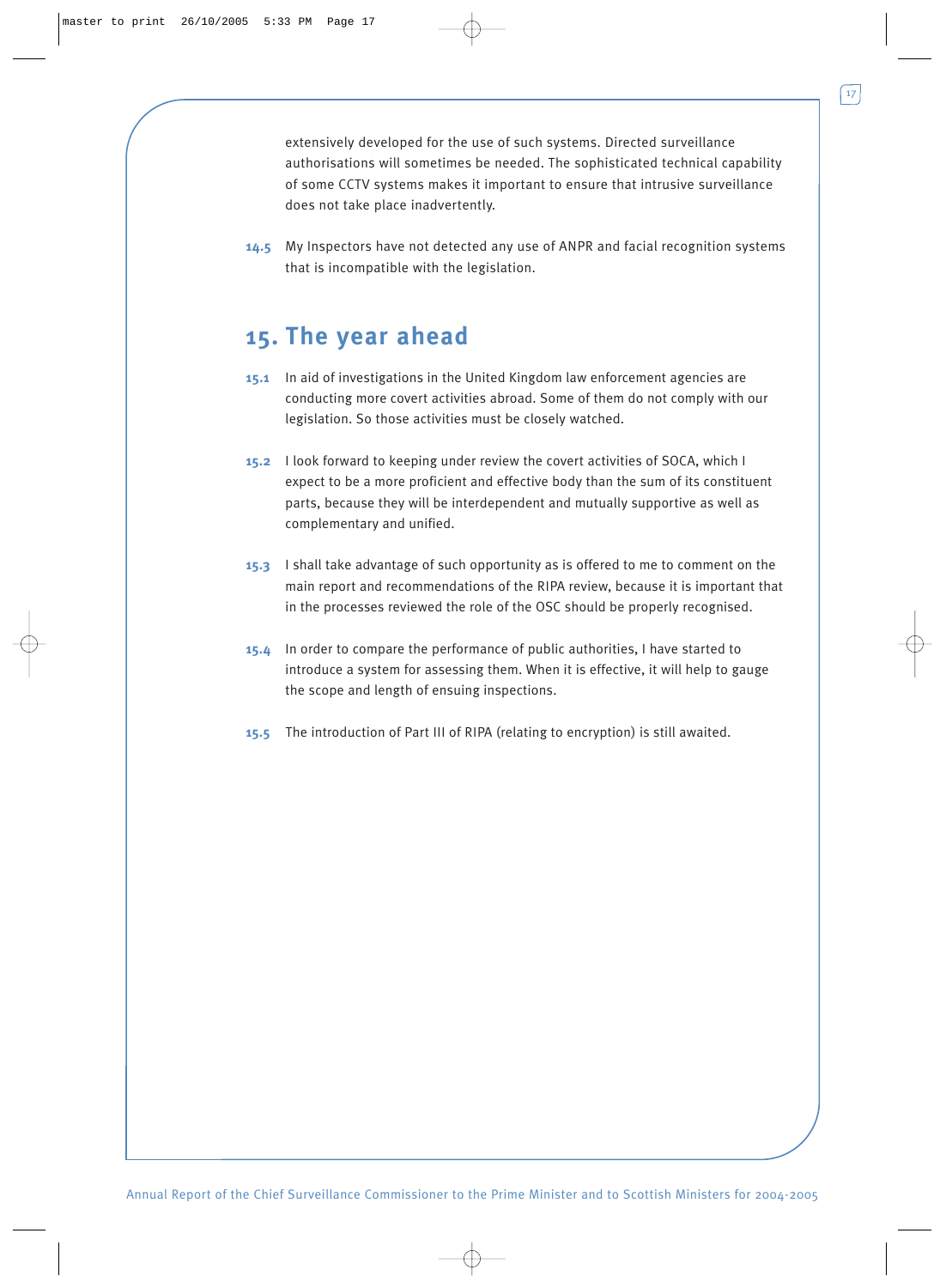extensively developed for the use of such systems. Directed surveillance authorisations will sometimes be needed. The sophisticated technical capability of some CCTV systems makes it important to ensure that intrusive surveillance does not take place inadvertently.

**14.5** My Inspectors have not detected any use of ANPR and facial recognition systems that is incompatible with the legislation.

## 15. The year ahead

**15.1** In aid of investigations in the United Kingdom law enforcement agencies are conducting more covert activities abroad. Some of them do not comply with our legislation. So those activities must be closely watched.

**15.2** I look forward to keeping under review the covert activities of SOCA, which I expect to be a more proficient and effective body than the sum of its constituent parts, because they will be interdependent and mutually supportive as well as complementary and unified.

**15.3** I shall take advantage of such opportunity as is offered to me to comment on the main report and recommendations of the RIPA review, because it is important that in the processes reviewed the role of the OSC should be properly recognised.

**15.4** In order to compare the performance of public authorities, I have started to introduce a system for assessing them. When it is effective, it will help to gauge the scope and length of ensuing inspections.

**15.5** The introduction of Part III of RIPA (relating to encryption) is still awaited.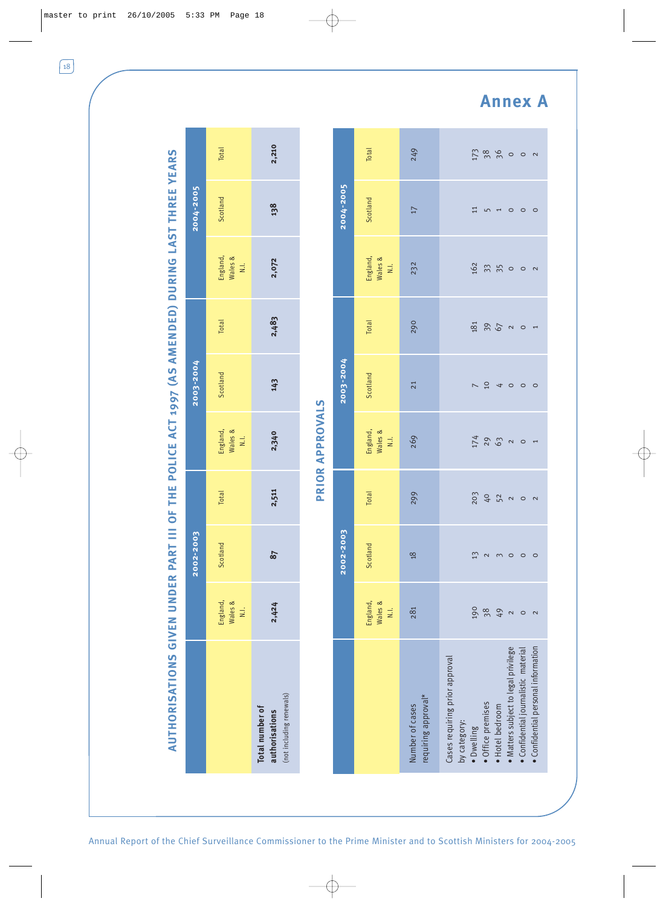# Annex A

## AUTHORISATIONS GIVEN UNDER PART III OF THE POLICE ACT 1997 (AS AMENDED) DURING LAST THREE YEARS

| | 2002-2003 | | | 2003-2004 | | | 2004-2005 | | |
|---|---|---|---|---|---|---|---|---|---|
| | England, Wales & N.I. | Scotland | Total | England, Wales & N.I. | Scotland | Total | England, Wales & N.I. | Scotland | Total |
| **Total number of authorisations** (not including renewals) | 2,424 | 87 | 2,511 | 2,340 | 143 | 2,483 | 2,072 | 138 | 2,210 |

## PRIOR APPROVALS

| | 2002-2003 | | | 2003-2004 | | | 2004-2005 | | |
|---|---|---|---|---|---|---|---|---|---|
| | England, Wales & N.I. | Scotland | Total | England, Wales & N.I. | Scotland | Total | England, Wales & N.I. | Scotland | Total |
| Number of cases requiring approval* | 281 | 18 | 299 | 269 | 21 | 290 | 232 | 17 | 249 |
| Cases requiring prior approval by category: | | | | | | | | | |
| • Dwelling | 190 | 13 | 203 | 174 | 7 | 181 | 162 | 11 | 173 |
| • Office premises | 38 | 2 | 40 | 29 | 10 | 39 | 33 | 5 | 38 |
| • Hotel bedroom | 49 | 3 | 52 | 63 | 4 | 67 | 35 | 1 | 36 |
| • Matters subject to legal privilege | 2 | 0 | 2 | 2 | 0 | 2 | 0 | 0 | 0 |
| • Confidential journalistic material | 0 | 0 | 0 | 0 | 0 | 0 | 0 | 0 | 0 |
| • Confidential personal information | 2 | 0 | 2 | 1 | 0 | 1 | 2 | 0 | 2 |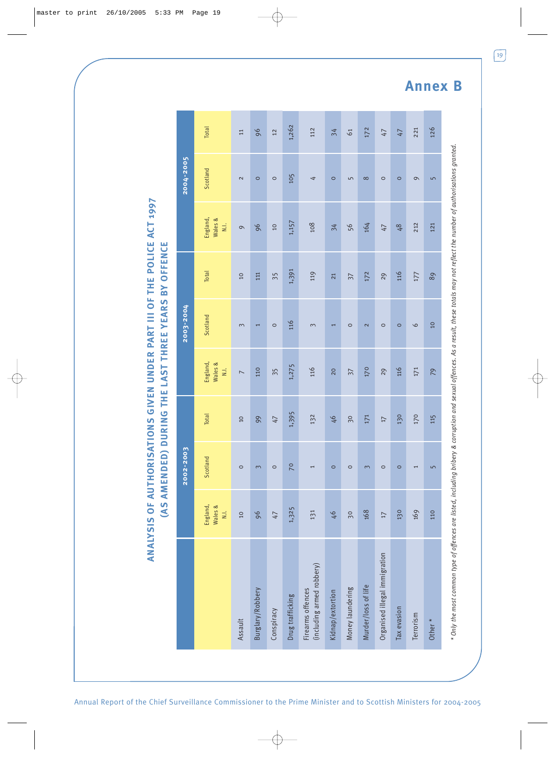# Annex B

## ANALYSIS OF AUTHORISATIONS GIVEN UNDER PART III OF THE POLICE ACT 1997 (AS AMENDED) DURING THE LAST THREE YEARS BY OFFENCE

| | 2002-2003 | | | 2003-2004 | | | 2004-2005 | | |
|---|---|---|---|---|---|---|---|---|---|
| | England, Wales & N.I. | Scotland | Total | England, Wales & N.I. | Scotland | Total | England, Wales & N.I. | Scotland | Total |
| Assault | 10 | 0 | 10 | 7 | 3 | 10 | 9 | 2 | 11 |
| Burglary/Robbery | 96 | 3 | 99 | 110 | 1 | 111 | 96 | 0 | 96 |
| Conspiracy | 47 | 0 | 47 | 35 | 0 | 35 | 10 | 0 | 12 |
| Drug trafficking | 1,325 | 70 | 1,395 | 1,275 | 116 | 1,391 | 1,157 | 105 | 1,262 |
| Firearms offences (including armed robbery) | 131 | 1 | 132 | 116 | 3 | 119 | 108 | 4 | 112 |
| Kidnap/extortion | 46 | 0 | 46 | 20 | 1 | 21 | 34 | 0 | 34 |
| Money laundering | 30 | 0 | 30 | 37 | 0 | 37 | 56 | 5 | 61 |
| Murder/loss of life | 168 | 3 | 171 | 170 | 2 | 172 | 164 | 8 | 172 |
| Organised illegal immigration | 17 | 0 | 17 | 29 | 0 | 29 | 47 | 0 | 47 |
| Tax evasion | 130 | 0 | 130 | 116 | 0 | 116 | 48 | 0 | 47 |
| Terrorism | 169 | 1 | 170 | 171 | 6 | 177 | 212 | 9 | 221 |
| Other * | 110 | 5 | 115 | 79 | 10 | 89 | 121 | 5 | 126 |

*\* Only the most common type of offences are listed, including bribery & corruption and sexual offences. As a result, these totals may not reflect the number of authorisations granted.*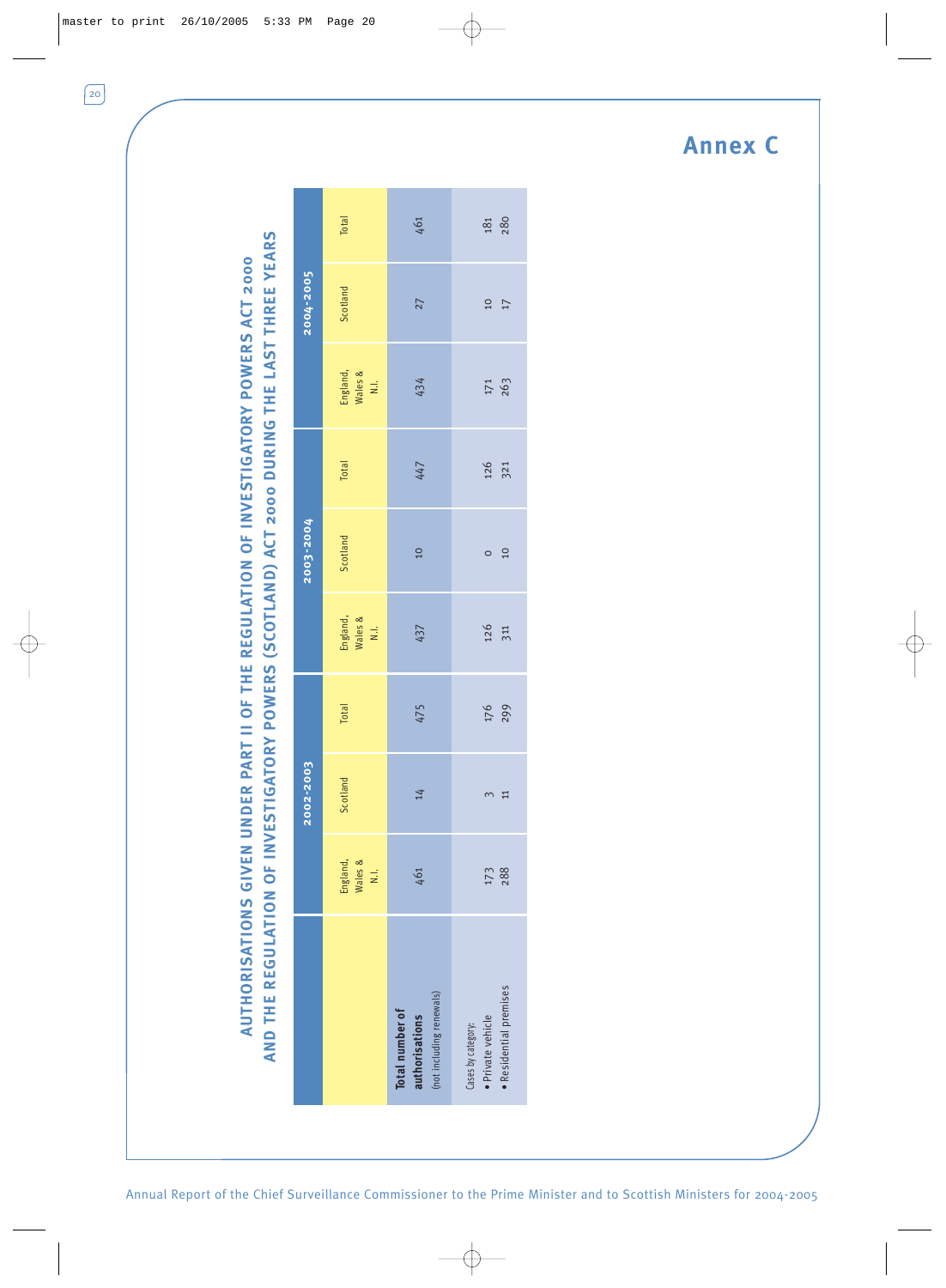# Annex C

## AUTHORISATIONS GIVEN UNDER PART II OF THE REGULATION OF INVESTIGATORY POWERS ACT 2000 AND THE REGULATION OF INVESTIGATORY POWERS (SCOTLAND) ACT 2000 DURING THE LAST THREE YEARS

| | 2002-2003 | | | 2003-2004 | | | 2004-2005 | | |
|---|---|---|---|---|---|---|---|---|---|
| | England, Wales & N.I. | Scotland | Total | England, Wales & N.I. | Scotland | Total | England, Wales & N.I. | Scotland | Total |
| **Total number of authorisations** (not including renewals) | 461 | 14 | 475 | 437 | 10 | 447 | 434 | 27 | 461 |
| Cases by category: | | | | | | | | | |
| • Private vehicle | 173 | 3 | 176 | 126 | 0 | 126 | 171 | 10 | 181 |
| • Residential premises | 288 | 11 | 299 | 311 | 10 | 321 | 263 | 17 | 280 |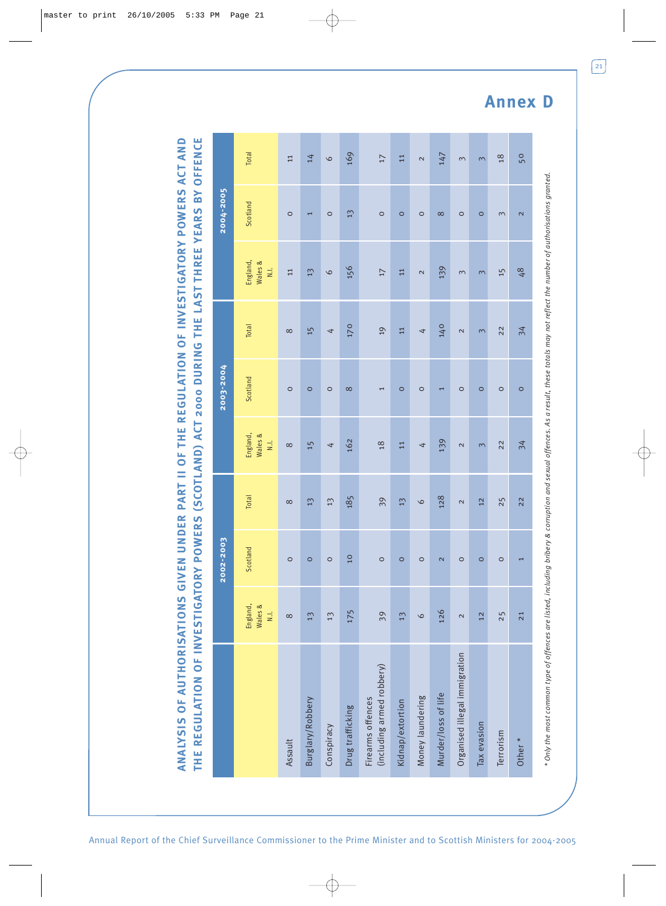# Annex D

## ANALYSIS OF AUTHORISATIONS GIVEN UNDER PART II OF THE REGULATION OF INVESTIGATORY POWERS ACT AND THE REGULATION OF INVESTIGATORY POWERS (SCOTLAND) ACT 2000 DURING THE LAST THREE YEARS BY OFFENCE

| | 2002-2003 | | | 2003-2004 | | | 2004-2005 | | |
|---|---|---|---|---|---|---|---|---|---|
| | England, Wales & N.I. | Scotland | Total | England, Wales & N.I. | Scotland | Total | England, Wales & N.I. | Scotland | Total |
| Assault | 8 | 0 | 8 | 8 | 0 | 8 | 11 | 0 | 11 |
| Burglary/Robbery | 13 | 0 | 13 | 15 | 0 | 15 | 13 | 1 | 14 |
| Conspiracy | 13 | 0 | 13 | 4 | 0 | 4 | 6 | 0 | 6 |
| Drug trafficking | 175 | 10 | 185 | 162 | 8 | 170 | 156 | 13 | 169 |
| Firearms offences (including armed robbery) | 39 | 0 | 39 | 18 | 1 | 19 | 17 | 0 | 17 |
| Kidnap/extortion | 13 | 0 | 13 | 11 | 0 | 11 | 11 | 0 | 11 |
| Money laundering | 6 | 0 | 6 | 4 | 0 | 4 | 2 | 0 | 2 |
| Murder/loss of life | 126 | 2 | 128 | 139 | 1 | 140 | 139 | 8 | 147 |
| Organised illegal immigration | 2 | 0 | 2 | 2 | 0 | 2 | 3 | 0 | 3 |
| Tax evasion | 12 | 0 | 12 | 3 | 0 | 3 | 3 | 0 | 3 |
| Terrorism | 25 | 0 | 25 | 22 | 0 | 22 | 15 | 3 | 18 |
| Other * | 21 | 1 | 22 | 34 | 0 | 34 | 48 | 2 | 50 |

*\* Only the most common type of offences are listed, including bribery & corruption and sexual offences. As a result, these totals may not reflect the number of authorisations granted.*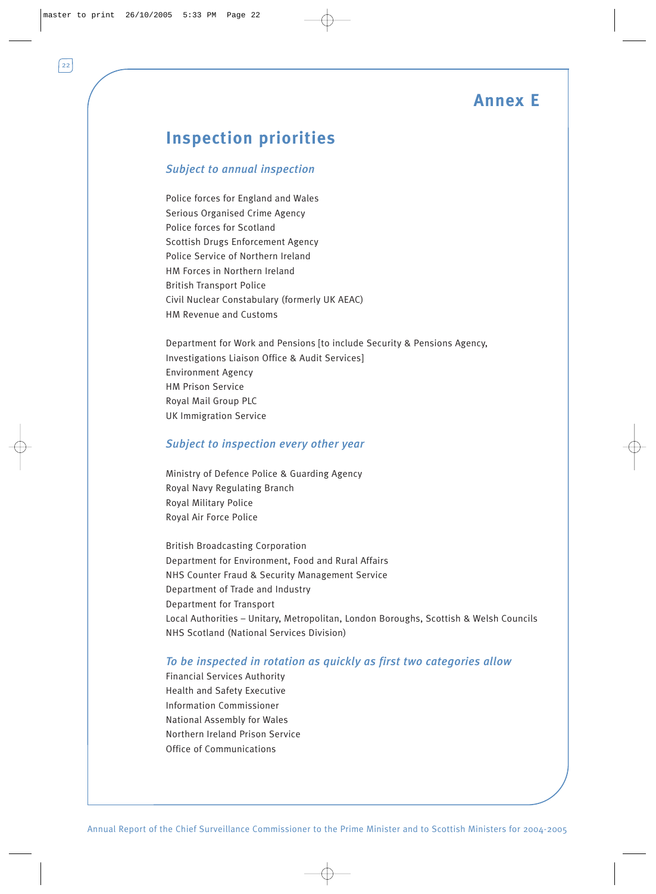# Annex E

## Inspection priorities

### *Subject to annual inspection*

Police forces for England and Wales
Serious Organised Crime Agency
Police forces for Scotland
Scottish Drugs Enforcement Agency
Police Service of Northern Ireland
HM Forces in Northern Ireland
British Transport Police
Civil Nuclear Constabulary (formerly UK AEAC)
HM Revenue and Customs

Department for Work and Pensions [to include Security & Pensions Agency, Investigations Liaison Office & Audit Services]
Environment Agency
HM Prison Service
Royal Mail Group PLC
UK Immigration Service

### *Subject to inspection every other year*

Ministry of Defence Police & Guarding Agency
Royal Navy Regulating Branch
Royal Military Police
Royal Air Force Police

British Broadcasting Corporation
Department for Environment, Food and Rural Affairs
NHS Counter Fraud & Security Management Service
Department of Trade and Industry
Department for Transport
Local Authorities – Unitary, Metropolitan, London Boroughs, Scottish & Welsh Councils
NHS Scotland (National Services Division)

### *To be inspected in rotation as quickly as first two categories allow*

Financial Services Authority
Health and Safety Executive
Information Commissioner
National Assembly for Wales
Northern Ireland Prison Service
Office of Communications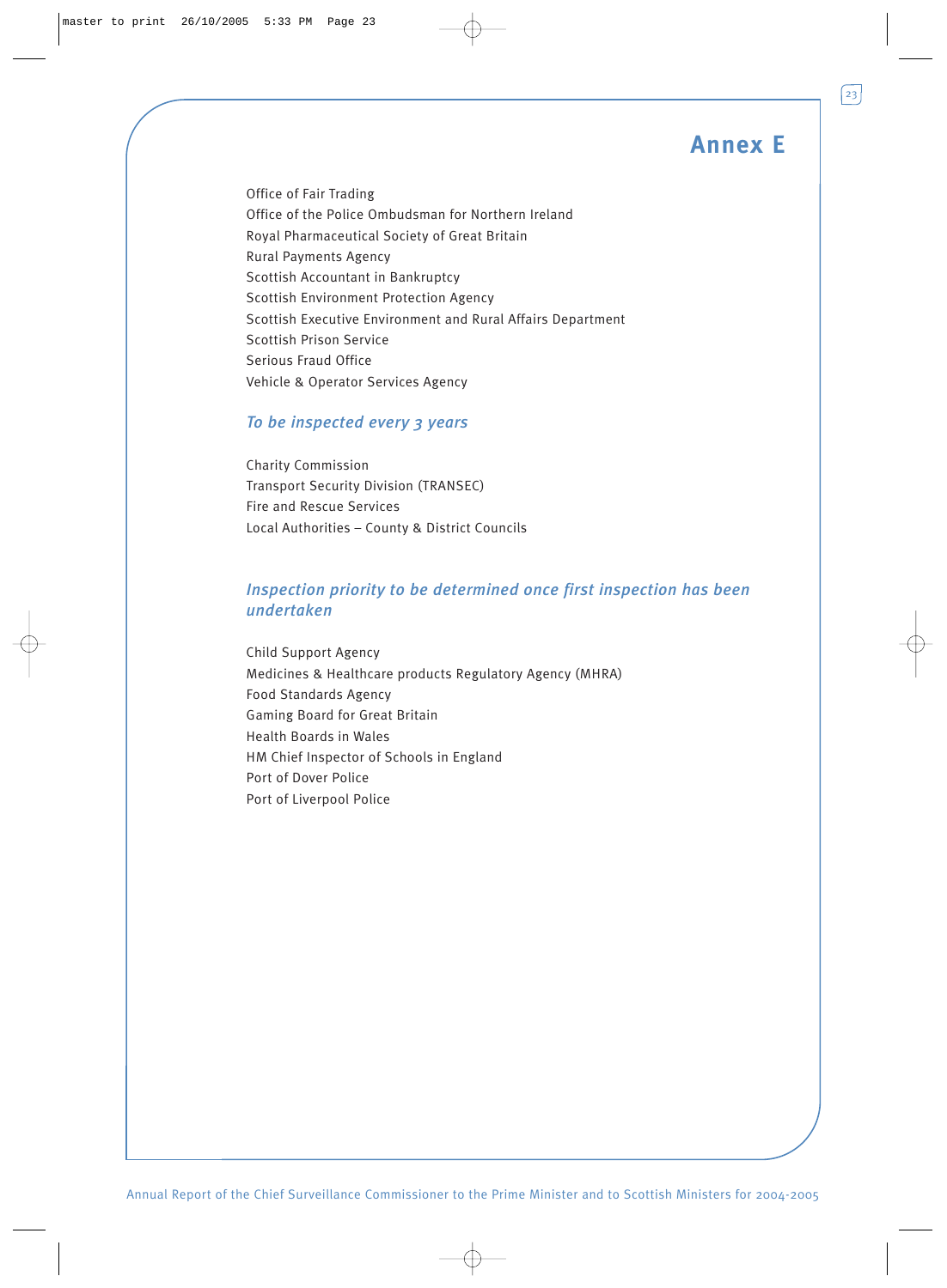# Annex E

Office of Fair Trading
Office of the Police Ombudsman for Northern Ireland
Royal Pharmaceutical Society of Great Britain
Rural Payments Agency
Scottish Accountant in Bankruptcy
Scottish Environment Protection Agency
Scottish Executive Environment and Rural Affairs Department
Scottish Prison Service
Serious Fraud Office
Vehicle & Operator Services Agency

### *To be inspected every 3 years*

Charity Commission
Transport Security Division (TRANSEC)
Fire and Rescue Services
Local Authorities – County & District Councils

### *Inspection priority to be determined once first inspection has been undertaken*

Child Support Agency
Medicines & Healthcare products Regulatory Agency (MHRA)
Food Standards Agency
Gaming Board for Great Britain
Health Boards in Wales
HM Chief Inspector of Schools in England
Port of Dover Police
Port of Liverpool Police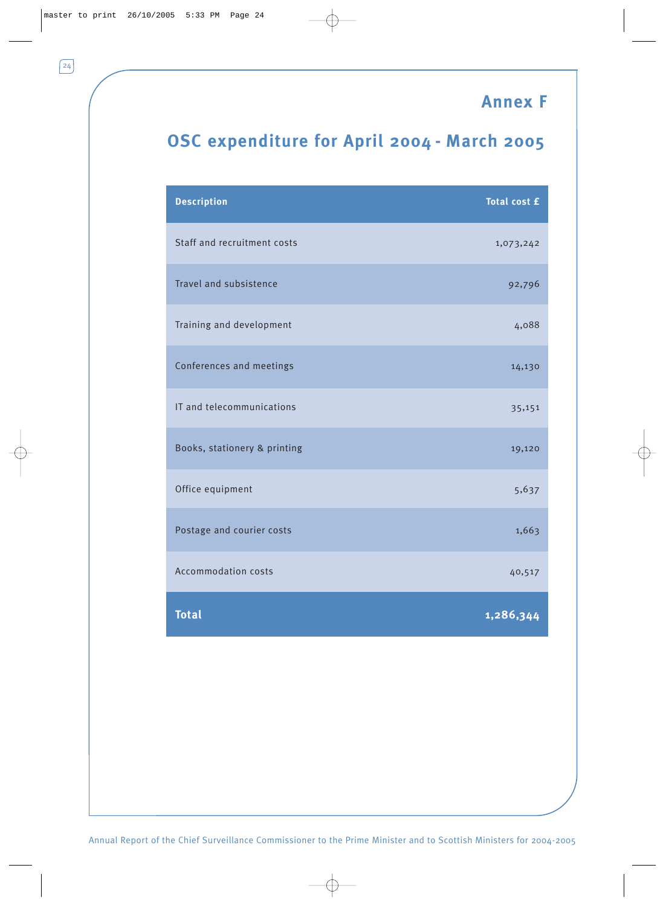# Annex F

## OSC expenditure for April 2004 - March 2005

| Description | Total cost £ |
|---|---:|
| Staff and recruitment costs | 1,073,242 |
| Travel and subsistence | 92,796 |
| Training and development | 4,088 |
| Conferences and meetings | 14,130 |
| IT and telecommunications | 35,151 |
| Books, stationery & printing | 19,120 |
| Office equipment | 5,637 |
| Postage and courier costs | 1,663 |
| Accommodation costs | 40,517 |
| **Total** | **1,286,344** |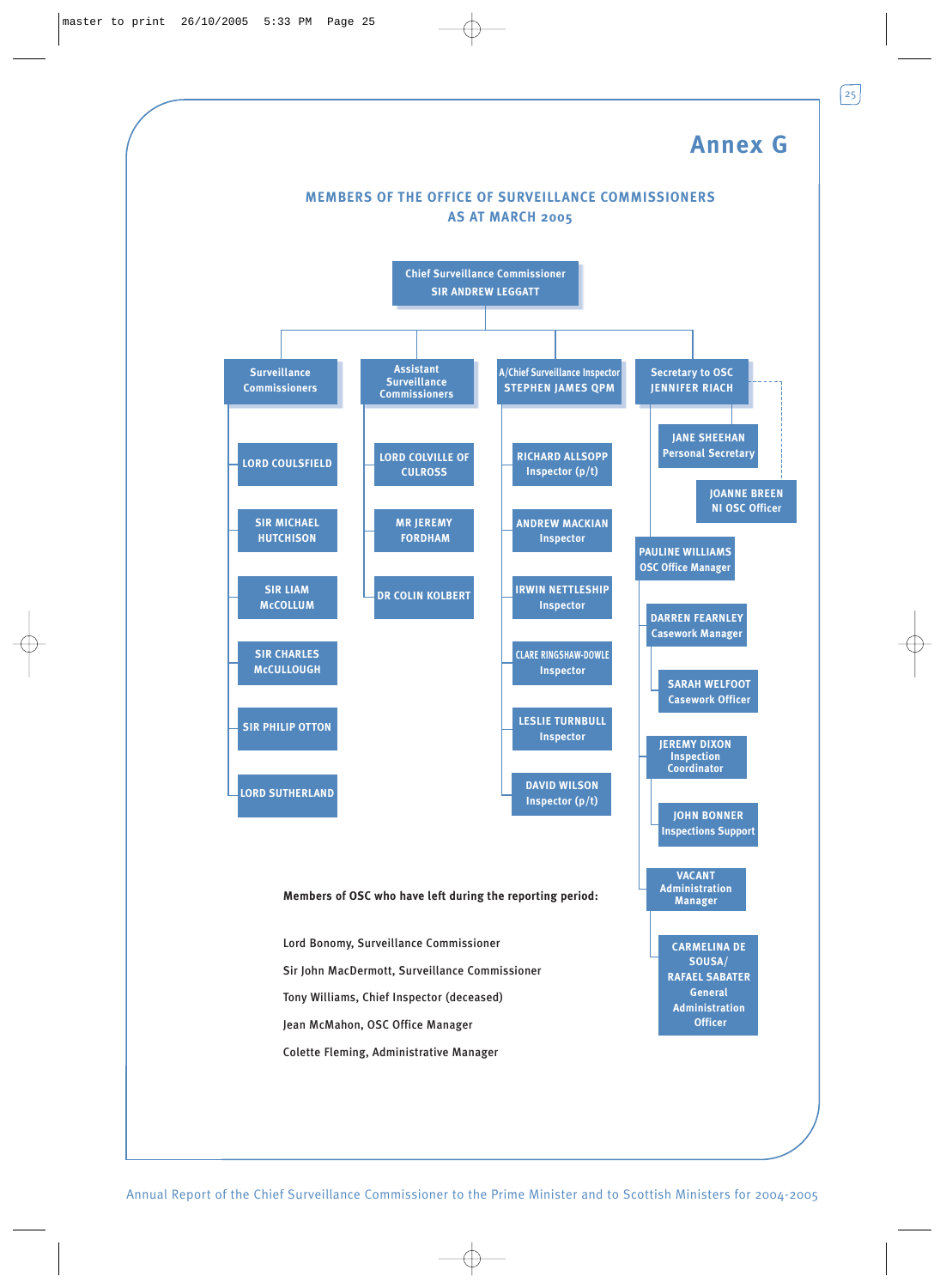# Annex G

## MEMBERS OF THE OFFICE OF SURVEILLANCE COMMISSIONERS AS AT MARCH 2005

**Chief Surveillance Commissioner**
**SIR ANDREW LEGGATT**

**Surveillance Commissioners**
- LORD COULSFIELD
- SIR MICHAEL HUTCHISON
- SIR LIAM McCOLLUM
- SIR CHARLES McCULLOUGH
- SIR PHILIP OTTON
- LORD SUTHERLAND

**Assistant Surveillance Commissioners**
- LORD COLVILLE OF CULROSS
- MR JEREMY FORDHAM
- DR COLIN KOLBERT

**A/Chief Surveillance Inspector**
**STEPHEN JAMES QPM**
- RICHARD ALLSOPP, Inspector (p/t)
- ANDREW MACKIAN, Inspector
- IRWIN NETTLESHIP, Inspector
- CLARE RINGSHAW-DOWLE, Inspector
- LESLIE TURNBULL, Inspector
- DAVID WILSON, Inspector (p/t)

**Secretary to OSC**
**JENNIFER RIACH**
- JANE SHEEHAN, Personal Secretary
- JOANNE BREEN, NI OSC Officer
- PAULINE WILLIAMS, OSC Office Manager
  - DARREN FEARNLEY, Casework Manager
    - SARAH WELFOOT, Casework Officer
  - JEREMY DIXON, Inspection Coordinator
    - JOHN BONNER, Inspections Support
  - VACANT, Administration Manager
    - CARMELINA DE SOUSA/ RAFAEL SABATER, General Administration Officer

**Members of OSC who have left during the reporting period:**

Lord Bonomy, Surveillance Commissioner

Sir John MacDermott, Surveillance Commissioner

Tony Williams, Chief Inspector (deceased)

Jean McMahon, OSC Office Manager

Colette Fleming, Administrative Manager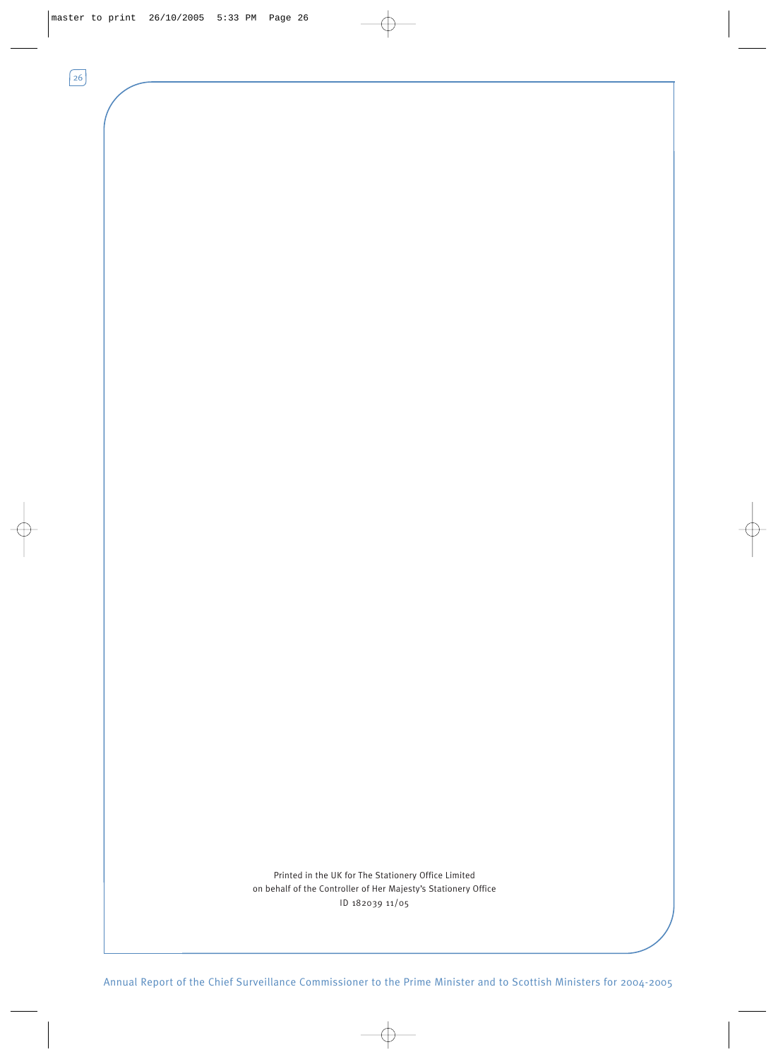Printed in the UK for The Stationery Office Limited
on behalf of the Controller of Her Majesty's Stationery Office
ID 182039 11/05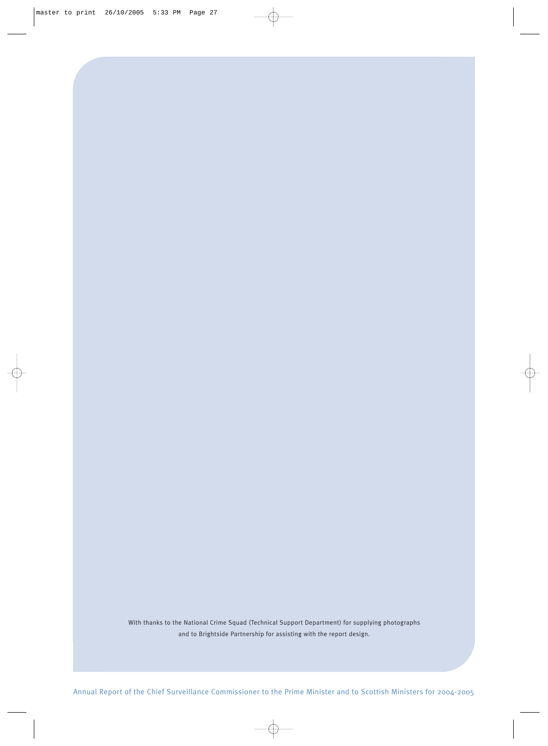With thanks to the National Crime Squad (Technical Support Department) for supplying photographs and to Brightside Partnership for assisting with the report design.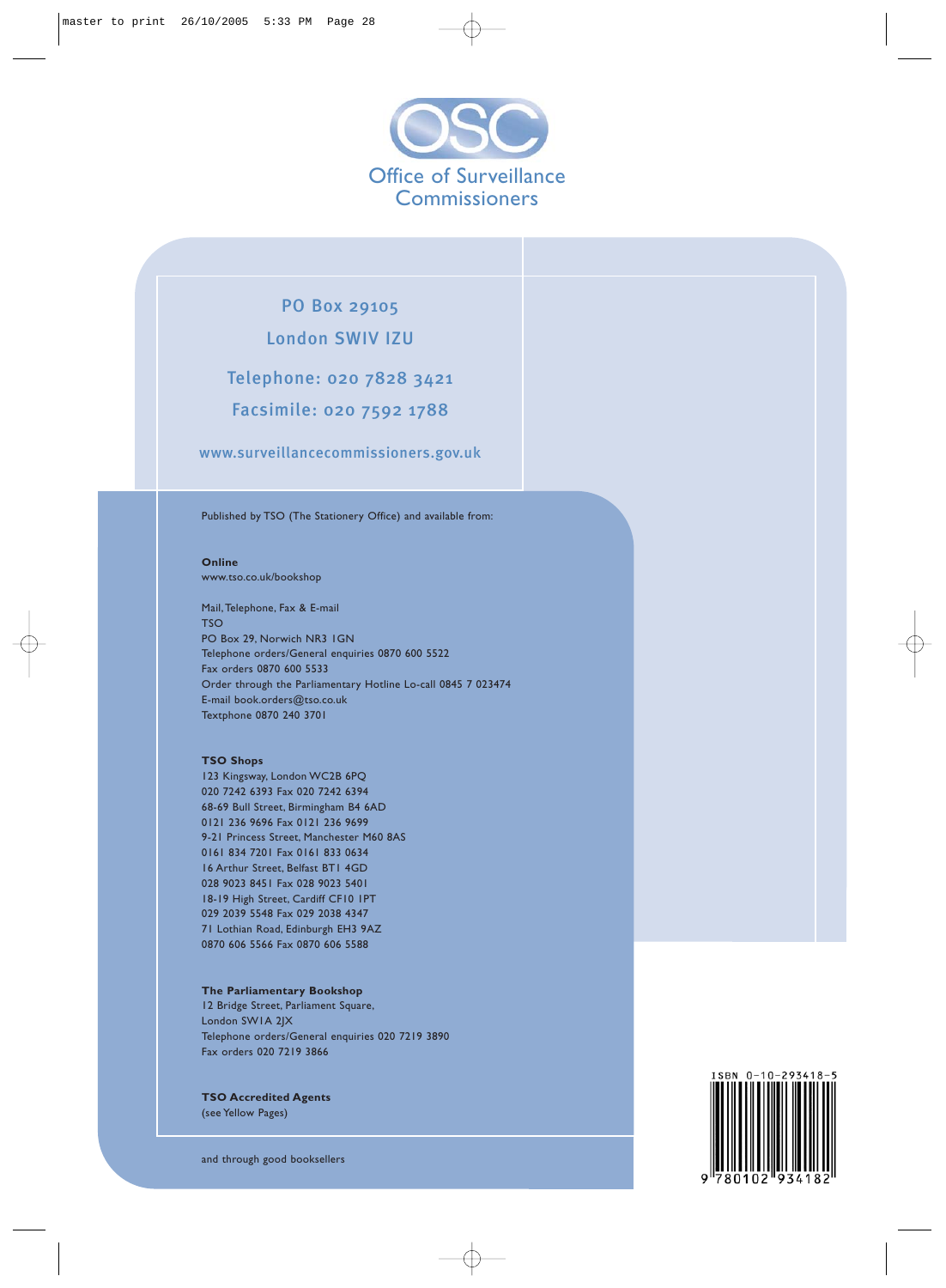Office of Surveillance Commissioners

PO Box 29105

London SWIV IZU

Telephone: 020 7828 3421

Facsimile: 020 7592 1788

www.surveillancecommissioners.gov.uk

Published by TSO (The Stationery Office) and available from:

**Online**
www.tso.co.uk/bookshop

Mail, Telephone, Fax & E-mail
TSO
PO Box 29, Norwich NR3 1GN
Telephone orders/General enquiries 0870 600 5522
Fax orders 0870 600 5533
Order through the Parliamentary Hotline Lo-call 0845 7 023474
E-mail book.orders@tso.co.uk
Textphone 0870 240 3701

**TSO Shops**
123 Kingsway, London WC2B 6PQ
020 7242 6393 Fax 020 7242 6394
68-69 Bull Street, Birmingham B4 6AD
0121 236 9696 Fax 0121 236 9699
9-21 Princess Street, Manchester M60 8AS
0161 834 7201 Fax 0161 833 0634
16 Arthur Street, Belfast BT1 4GD
028 9023 8451 Fax 028 9023 5401
18-19 High Street, Cardiff CF10 1PT
029 2039 5548 Fax 029 2038 4347
71 Lothian Road, Edinburgh EH3 9AZ
0870 606 5566 Fax 0870 606 5588

**The Parliamentary Bookshop**
12 Bridge Street, Parliament Square,
London SW1A 2JX
Telephone orders/General enquiries 020 7219 3890
Fax orders 020 7219 3866

**TSO Accredited Agents**
(see Yellow Pages)

and through good booksellers

ISBN 0-10-293418-5

9 780102 934182